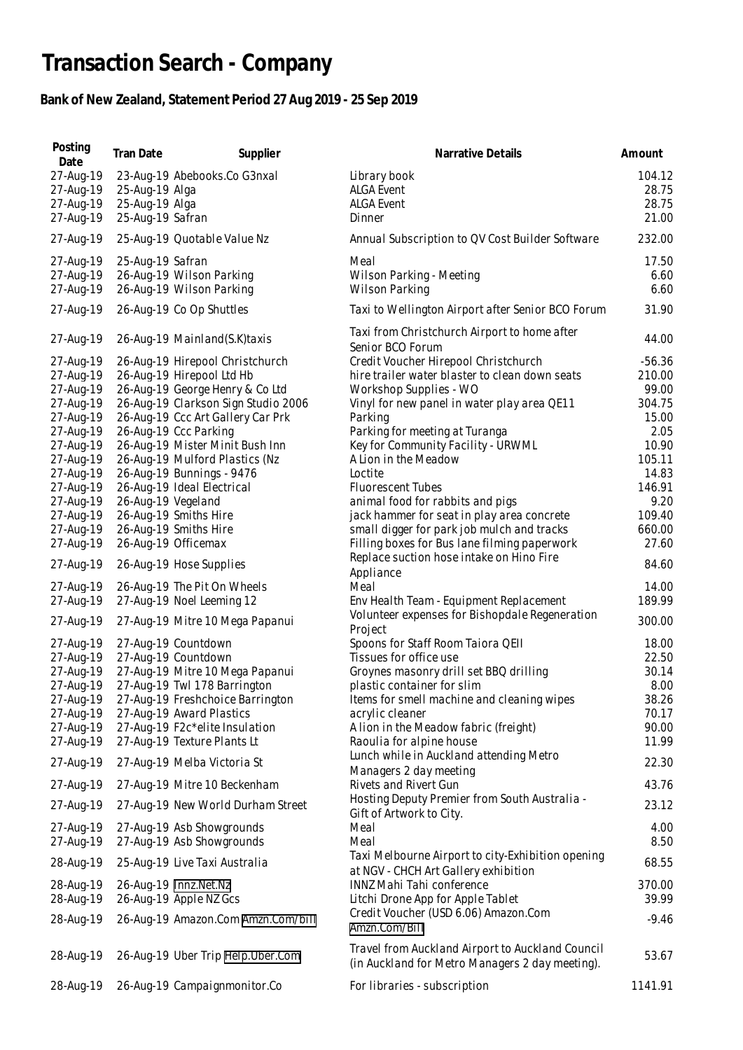# Transaction Search - Company

## Bank of New Zealand, Statement Period 27 Aug 2019 - 25 Sep 2019

| Posting Date | Tran Date | Supplier | Narrative Details | Amount |
|---|---|---|---|---|
| 27-Aug-19 | 23-Aug-19 | Abebooks.Co G3nxal | Library book | 104.12 |
| 27-Aug-19 | 25-Aug-19 | Alga | ALGA Event | 28.75 |
| 27-Aug-19 | 25-Aug-19 | Alga | ALGA Event | 28.75 |
| 27-Aug-19 | 25-Aug-19 | Safran | Dinner | 21.00 |
| 27-Aug-19 | 25-Aug-19 | Quotable Value Nz | Annual Subscription to QV Cost Builder Software | 232.00 |
| 27-Aug-19 | 25-Aug-19 | Safran | Meal | 17.50 |
| 27-Aug-19 | 26-Aug-19 | Wilson Parking | Wilson Parking - Meeting | 6.60 |
| 27-Aug-19 | 26-Aug-19 | Wilson Parking | Wilson Parking | 6.60 |
| 27-Aug-19 | 26-Aug-19 | Co Op Shuttles | Taxi to Wellington Airport after Senior BCO Forum | 31.90 |
| 27-Aug-19 | 26-Aug-19 | Mainland(S.K)taxis | Taxi from Christchurch Airport to home after Senior BCO Forum | 44.00 |
| 27-Aug-19 | 26-Aug-19 | Hirepool Christchurch | Credit Voucher Hirepool Christchurch | -56.36 |
| 27-Aug-19 | 26-Aug-19 | Hirepool Ltd Hb | hire trailer water blaster to clean down seats | 210.00 |
| 27-Aug-19 | 26-Aug-19 | George Henry & Co Ltd | Workshop Supplies - WO | 99.00 |
| 27-Aug-19 | 26-Aug-19 | Clarkson Sign Studio 2006 | Vinyl for new panel in water play area QE11 | 304.75 |
| 27-Aug-19 | 26-Aug-19 | Ccc Art Gallery Car Prk | Parking | 15.00 |
| 27-Aug-19 | 26-Aug-19 | Ccc Parking | Parking for meeting at Turanga | 2.05 |
| 27-Aug-19 | 26-Aug-19 | Mister Minit Bush Inn | Key for Community Facility - URWML | 10.90 |
| 27-Aug-19 | 26-Aug-19 | Mulford Plastics (Nz | A Lion in the Meadow | 105.11 |
| 27-Aug-19 | 26-Aug-19 | Bunnings - 9476 | Loctite | 14.83 |
| 27-Aug-19 | 26-Aug-19 | Ideal Electrical | Fluorescent Tubes | 146.91 |
| 27-Aug-19 | 26-Aug-19 | Vegeland | animal food for rabbits and pigs | 9.20 |
| 27-Aug-19 | 26-Aug-19 | Smiths Hire | jack hammer for seat in play area concrete | 109.40 |
| 27-Aug-19 | 26-Aug-19 | Smiths Hire | small digger for park job mulch and tracks | 660.00 |
| 27-Aug-19 | 26-Aug-19 | Officemax | Filling boxes for Bus lane filming paperwork | 27.60 |
| 27-Aug-19 | 26-Aug-19 | Hose Supplies | Replace suction hose intake on Hino Fire Appliance | 84.60 |
| 27-Aug-19 | 26-Aug-19 | The Pit On Wheels | Meal | 14.00 |
| 27-Aug-19 | 27-Aug-19 | Noel Leeming 12 | Env Health Team - Equipment Replacement | 189.99 |
| 27-Aug-19 | 27-Aug-19 | Mitre 10 Mega Papanui | Volunteer expenses for Bishopdale Regeneration Project | 300.00 |
| 27-Aug-19 | 27-Aug-19 | Countdown | Spoons for Staff Room Taiora QEII | 18.00 |
| 27-Aug-19 | 27-Aug-19 | Countdown | Tissues for office use | 22.50 |
| 27-Aug-19 | 27-Aug-19 | Mitre 10 Mega Papanui | Groynes masonry drill set BBQ drilling | 30.14 |
| 27-Aug-19 | 27-Aug-19 | Twl 178 Barrington | plastic container for slim | 8.00 |
| 27-Aug-19 | 27-Aug-19 | Freshchoice Barrington | Items for smell machine and cleaning wipes | 38.26 |
| 27-Aug-19 | 27-Aug-19 | Award Plastics | acrylic cleaner | 70.17 |
| 27-Aug-19 | 27-Aug-19 | F2c*elite Insulation | A lion in the Meadow fabric (freight) | 90.00 |
| 27-Aug-19 | 27-Aug-19 | Texture Plants Lt | Raoulia for alpine house | 11.99 |
| 27-Aug-19 | 27-Aug-19 | Melba Victoria St | Lunch while in Auckland attending Metro Managers 2 day meeting | 22.30 |
| 27-Aug-19 | 27-Aug-19 | Mitre 10 Beckenham | Rivets and Rivert Gun | 43.76 |
| 27-Aug-19 | 27-Aug-19 | New World Durham Street | Hosting Deputy Premier from South Australia - Gift of Artwork to City. | 23.12 |
| 27-Aug-19 | 27-Aug-19 | Asb Showgrounds | Meal | 4.00 |
| 27-Aug-19 | 27-Aug-19 | Asb Showgrounds | Meal | 8.50 |
| 28-Aug-19 | 25-Aug-19 | Live Taxi Australia | Taxi Melbourne Airport to city-Exhibition opening at NGV - CHCH Art Gallery exhibition | 68.55 |
| 28-Aug-19 | 26-Aug-19 | Innz.Net.Nz | INNZ Mahi Tahi conference | 370.00 |
| 28-Aug-19 | 26-Aug-19 | Apple NZ Gcs | Litchi Drone App for Apple Tablet | 39.99 |
| 28-Aug-19 | 26-Aug-19 | Amazon.Com Amzn.Com/bill | Credit Voucher (USD 6.06) Amazon.Com Amzn.Com/Bill | -9.46 |
| 28-Aug-19 | 26-Aug-19 | Uber Trip Help.Uber.Com | Travel from Auckland Airport to Auckland Council (in Auckland for Metro Managers 2 day meeting). | 53.67 |
| 28-Aug-19 | 26-Aug-19 | Campaignmonitor.Co | For libraries - subscription | 1141.91 |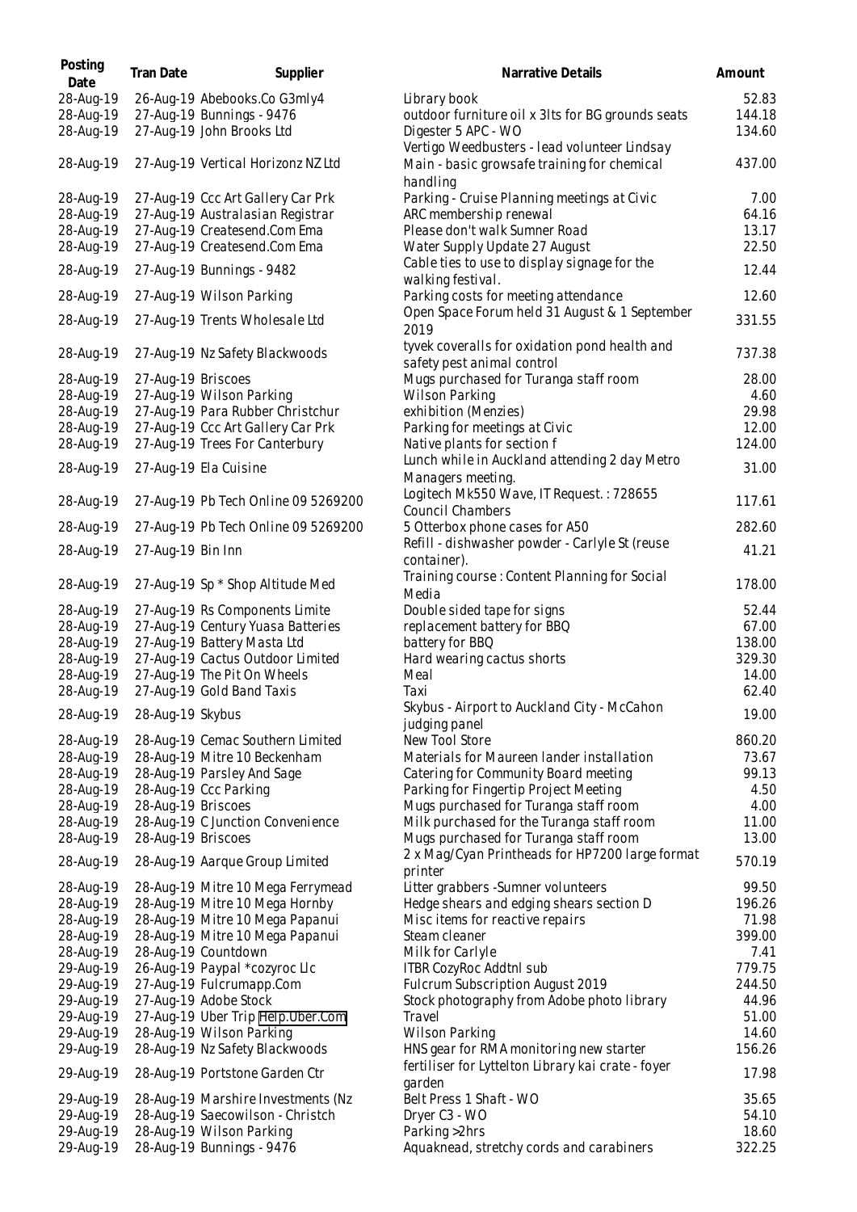| Posting Date | Tran Date | Supplier | Narrative Details | Amount |
|---|---|---|---|---|
| 28-Aug-19 | 26-Aug-19 | Abebooks.Co G3mly4 | Library book | 52.83 |
| 28-Aug-19 | 27-Aug-19 | Bunnings - 9476 | outdoor furniture oil x 3lts for BG grounds seats | 144.18 |
| 28-Aug-19 | 27-Aug-19 | John Brooks Ltd | Digester 5 APC - WO | 134.60 |
| 28-Aug-19 | 27-Aug-19 | Vertical Horizonz NZ Ltd | Vertigo Weedbusters - lead volunteer Lindsay Main - basic growsafe training for chemical handling | 437.00 |
| 28-Aug-19 | 27-Aug-19 | Ccc Art Gallery Car Prk | Parking - Cruise Planning meetings at Civic | 7.00 |
| 28-Aug-19 | 27-Aug-19 | Australasian Registrar | ARC membership renewal | 64.16 |
| 28-Aug-19 | 27-Aug-19 | Createsend.Com Ema | Please don't walk Sumner Road | 13.17 |
| 28-Aug-19 | 27-Aug-19 | Createsend.Com Ema | Water Supply Update 27 August | 22.50 |
| 28-Aug-19 | 27-Aug-19 | Bunnings - 9482 | Cable ties to use to display signage for the walking festival. | 12.44 |
| 28-Aug-19 | 27-Aug-19 | Wilson Parking | Parking costs for meeting attendance | 12.60 |
| 28-Aug-19 | 27-Aug-19 | Trents Wholesale Ltd | Open Space Forum held 31 August & 1 September 2019 | 331.55 |
| 28-Aug-19 | 27-Aug-19 | Nz Safety Blackwoods | tyvek coveralls for oxidation pond health and safety pest animal control | 737.38 |
| 28-Aug-19 | 27-Aug-19 | Briscoes | Mugs purchased for Turanga staff room | 28.00 |
| 28-Aug-19 | 27-Aug-19 | Wilson Parking | Wilson Parking | 4.60 |
| 28-Aug-19 | 27-Aug-19 | Para Rubber Christchur | exhibition (Menzies) | 29.98 |
| 28-Aug-19 | 27-Aug-19 | Ccc Art Gallery Car Prk | Parking for meetings at Civic | 12.00 |
| 28-Aug-19 | 27-Aug-19 | Trees For Canterbury | Native plants for section f | 124.00 |
| 28-Aug-19 | 27-Aug-19 | Ela Cuisine | Lunch while in Auckland attending 2 day Metro Managers meeting. | 31.00 |
| 28-Aug-19 | 27-Aug-19 | Pb Tech Online 09 5269200 | Logitech Mk550 Wave, IT Request. : 728655 Council Chambers | 117.61 |
| 28-Aug-19 | 27-Aug-19 | Pb Tech Online 09 5269200 | 5 Otterbox phone cases for A50 | 282.60 |
| 28-Aug-19 | 27-Aug-19 | Bin Inn | Refill - dishwasher powder - Carlyle St (reuse container). | 41.21 |
| 28-Aug-19 | 27-Aug-19 | Sp * Shop Altitude Med | Training course : Content Planning for Social Media | 178.00 |
| 28-Aug-19 | 27-Aug-19 | Rs Components Limite | Double sided tape for signs | 52.44 |
| 28-Aug-19 | 27-Aug-19 | Century Yuasa Batteries | replacement battery for BBQ | 67.00 |
| 28-Aug-19 | 27-Aug-19 | Battery Masta Ltd | battery for BBQ | 138.00 |
| 28-Aug-19 | 27-Aug-19 | Cactus Outdoor Limited | Hard wearing cactus shorts | 329.30 |
| 28-Aug-19 | 27-Aug-19 | The Pit On Wheels | Meal | 14.00 |
| 28-Aug-19 | 27-Aug-19 | Gold Band Taxis | Taxi | 62.40 |
| 28-Aug-19 | 28-Aug-19 | Skybus | Skybus - Airport to Auckland City - McCahon judging panel | 19.00 |
| 28-Aug-19 | 28-Aug-19 | Cemac Southern Limited | New Tool Store | 860.20 |
| 28-Aug-19 | 28-Aug-19 | Mitre 10 Beckenham | Materials for Maureen lander installation | 73.67 |
| 28-Aug-19 | 28-Aug-19 | Parsley And Sage | Catering for Community Board meeting | 99.13 |
| 28-Aug-19 | 28-Aug-19 | Ccc Parking | Parking for Fingertip Project Meeting | 4.50 |
| 28-Aug-19 | 28-Aug-19 | Briscoes | Mugs purchased for Turanga staff room | 4.00 |
| 28-Aug-19 | 28-Aug-19 | C Junction Convenience | Milk purchased for the Turanga staff room | 11.00 |
| 28-Aug-19 | 28-Aug-19 | Briscoes | Mugs purchased for Turanga staff room | 13.00 |
| 28-Aug-19 | 28-Aug-19 | Aarque Group Limited | 2 x Mag/Cyan Printheads for HP7200 large format printer | 570.19 |
| 28-Aug-19 | 28-Aug-19 | Mitre 10 Mega Ferrymead | Litter grabbers -Sumner volunteers | 99.50 |
| 28-Aug-19 | 28-Aug-19 | Mitre 10 Mega Hornby | Hedge shears and edging shears section D | 196.26 |
| 28-Aug-19 | 28-Aug-19 | Mitre 10 Mega Papanui | Misc items for reactive repairs | 71.98 |
| 28-Aug-19 | 28-Aug-19 | Mitre 10 Mega Papanui | Steam cleaner | 399.00 |
| 28-Aug-19 | 28-Aug-19 | Countdown | Milk for Carlyle | 7.41 |
| 29-Aug-19 | 26-Aug-19 | Paypal *cozyroc Llc | ITBR CozyRoc Addtnl sub | 779.75 |
| 29-Aug-19 | 27-Aug-19 | Fulcrumapp.Com | Fulcrum Subscription August 2019 | 244.50 |
| 29-Aug-19 | 27-Aug-19 | Adobe Stock | Stock photography from Adobe photo library | 44.96 |
| 29-Aug-19 | 27-Aug-19 | Uber Trip Help.Uber.Com | Travel | 51.00 |
| 29-Aug-19 | 28-Aug-19 | Wilson Parking | Wilson Parking | 14.60 |
| 29-Aug-19 | 28-Aug-19 | Nz Safety Blackwoods | HNS gear for RMA monitoring new starter | 156.26 |
| 29-Aug-19 | 28-Aug-19 | Portstone Garden Ctr | fertiliser for Lyttelton Library kai crate - foyer garden | 17.98 |
| 29-Aug-19 | 28-Aug-19 | Marshire Investments (Nz | Belt Press 1 Shaft - WO | 35.65 |
| 29-Aug-19 | 28-Aug-19 | Saecowilson - Christch | Dryer C3 - WO | 54.10 |
| 29-Aug-19 | 28-Aug-19 | Wilson Parking | Parking >2hrs | 18.60 |
| 29-Aug-19 | 28-Aug-19 | Bunnings - 9476 | Aquaknead, stretchy cords and carabiners | 322.25 |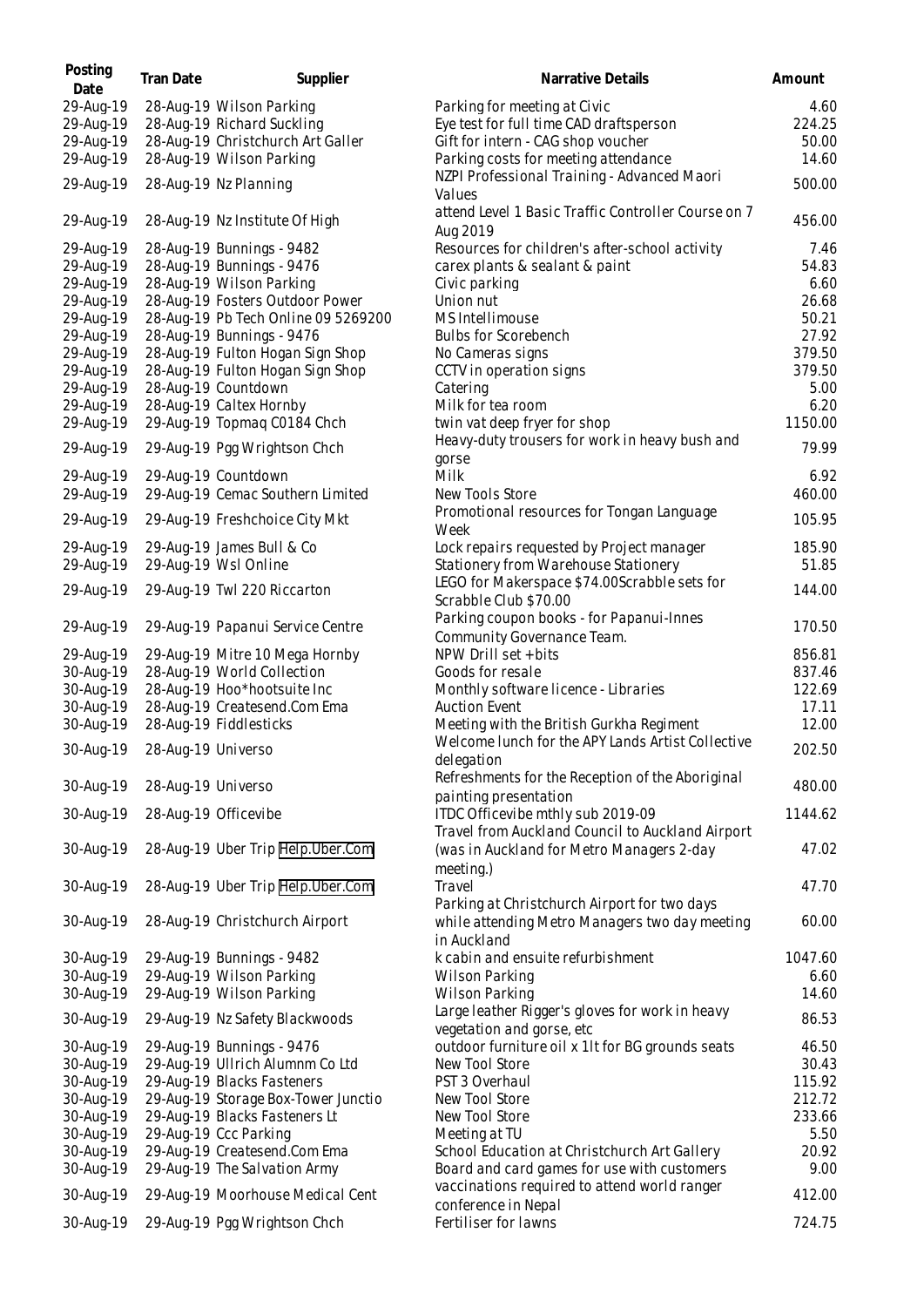| Posting Date | Tran Date | Supplier | Narrative Details | Amount |
|---|---|---|---|---|
| 29-Aug-19 | 28-Aug-19 | Wilson Parking | Parking for meeting at Civic | 4.60 |
| 29-Aug-19 | 28-Aug-19 | Richard Suckling | Eye test for full time CAD draftsperson | 224.25 |
| 29-Aug-19 | 28-Aug-19 | Christchurch Art Galler | Gift for intern - CAG shop voucher | 50.00 |
| 29-Aug-19 | 28-Aug-19 | Wilson Parking | Parking costs for meeting attendance | 14.60 |
| 29-Aug-19 | 28-Aug-19 | Nz Planning | NZPI Professional Training - Advanced Maori Values | 500.00 |
| 29-Aug-19 | 28-Aug-19 | Nz Institute Of High | attend Level 1 Basic Traffic Controller Course on 7 Aug 2019 | 456.00 |
| 29-Aug-19 | 28-Aug-19 | Bunnings - 9482 | Resources for children's after-school activity | 7.46 |
| 29-Aug-19 | 28-Aug-19 | Bunnings - 9476 | carex plants & sealant & paint | 54.83 |
| 29-Aug-19 | 28-Aug-19 | Wilson Parking | Civic parking | 6.60 |
| 29-Aug-19 | 28-Aug-19 | Fosters Outdoor Power | Union nut | 26.68 |
| 29-Aug-19 | 28-Aug-19 | Pb Tech Online 09 5269200 | MS Intellimouse | 50.21 |
| 29-Aug-19 | 28-Aug-19 | Bunnings - 9476 | Bulbs for Scorebench | 27.92 |
| 29-Aug-19 | 28-Aug-19 | Fulton Hogan Sign Shop | No Cameras signs | 379.50 |
| 29-Aug-19 | 28-Aug-19 | Fulton Hogan Sign Shop | CCTV in operation signs | 379.50 |
| 29-Aug-19 | 28-Aug-19 | Countdown | Catering | 5.00 |
| 29-Aug-19 | 28-Aug-19 | Caltex Hornby | Milk for tea room | 6.20 |
| 29-Aug-19 | 29-Aug-19 | Topmaq C0184 Chch | twin vat deep fryer for shop | 1150.00 |
| 29-Aug-19 | 29-Aug-19 | Pgg Wrightson Chch | Heavy-duty trousers for work in heavy bush and gorse | 79.99 |
| 29-Aug-19 | 29-Aug-19 | Countdown | Milk | 6.92 |
| 29-Aug-19 | 29-Aug-19 | Cemac Southern Limited | New Tools Store | 460.00 |
| 29-Aug-19 | 29-Aug-19 | Freshchoice City Mkt | Promotional resources for Tongan Language Week | 105.95 |
| 29-Aug-19 | 29-Aug-19 | James Bull & Co | Lock repairs requested by Project manager | 185.90 |
| 29-Aug-19 | 29-Aug-19 | Wsl Online | Stationery from Warehouse Stationery | 51.85 |
| 29-Aug-19 | 29-Aug-19 | Twl 220 Riccarton | LEGO for Makerspace $74.00Scrabble sets for Scrabble Club $70.00 | 144.00 |
| 29-Aug-19 | 29-Aug-19 | Papanui Service Centre | Parking coupon books - for Papanui-Innes Community Governance Team. | 170.50 |
| 29-Aug-19 | 29-Aug-19 | Mitre 10 Mega Hornby | NPW Drill set + bits | 856.81 |
| 30-Aug-19 | 28-Aug-19 | World Collection | Goods for resale | 837.46 |
| 30-Aug-19 | 28-Aug-19 | Hoo*hootsuite Inc | Monthly software licence - Libraries | 122.69 |
| 30-Aug-19 | 28-Aug-19 | Createsend.Com Ema | Auction Event | 17.11 |
| 30-Aug-19 | 28-Aug-19 | Fiddlesticks | Meeting with the British Gurkha Regiment | 12.00 |
| 30-Aug-19 | 28-Aug-19 | Universo | Welcome lunch for the APY Lands Artist Collective delegation | 202.50 |
| 30-Aug-19 | 28-Aug-19 | Universo | Refreshments for the Reception of the Aboriginal painting presentation | 480.00 |
| 30-Aug-19 | 28-Aug-19 | Officevibe | ITDC Officevibe mthly sub 2019-09 | 1144.62 |
| 30-Aug-19 | 28-Aug-19 | Uber Trip Help.Uber.Com | Travel from Auckland Council to Auckland Airport (was in Auckland for Metro Managers 2-day meeting.) | 47.02 |
| 30-Aug-19 | 28-Aug-19 | Uber Trip Help.Uber.Com | Travel | 47.70 |
| 30-Aug-19 | 28-Aug-19 | Christchurch Airport | Parking at Christchurch Airport for two days while attending Metro Managers two day meeting in Auckland | 60.00 |
| 30-Aug-19 | 29-Aug-19 | Bunnings - 9482 | k cabin and ensuite refurbishment | 1047.60 |
| 30-Aug-19 | 29-Aug-19 | Wilson Parking | Wilson Parking | 6.60 |
| 30-Aug-19 | 29-Aug-19 | Wilson Parking | Wilson Parking | 14.60 |
| 30-Aug-19 | 29-Aug-19 | Nz Safety Blackwoods | Large leather Rigger's gloves for work in heavy vegetation and gorse, etc | 86.53 |
| 30-Aug-19 | 29-Aug-19 | Bunnings - 9476 | outdoor furniture oil x 1lt for BG grounds seats | 46.50 |
| 30-Aug-19 | 29-Aug-19 | Ullrich Alumnm Co Ltd | New Tool Store | 30.43 |
| 30-Aug-19 | 29-Aug-19 | Blacks Fasteners | PST 3 Overhaul | 115.92 |
| 30-Aug-19 | 29-Aug-19 | Storage Box-Tower Junctio | New Tool Store | 212.72 |
| 30-Aug-19 | 29-Aug-19 | Blacks Fasteners Lt | New Tool Store | 233.66 |
| 30-Aug-19 | 29-Aug-19 | Ccc Parking | Meeting at TU | 5.50 |
| 30-Aug-19 | 29-Aug-19 | Createsend.Com Ema | School Education at Christchurch Art Gallery | 20.92 |
| 30-Aug-19 | 29-Aug-19 | The Salvation Army | Board and card games for use with customers | 9.00 |
| 30-Aug-19 | 29-Aug-19 | Moorhouse Medical Cent | vaccinations required to attend world ranger conference in Nepal | 412.00 |
| 30-Aug-19 | 29-Aug-19 | Pgg Wrightson Chch | Fertiliser for lawns | 724.75 |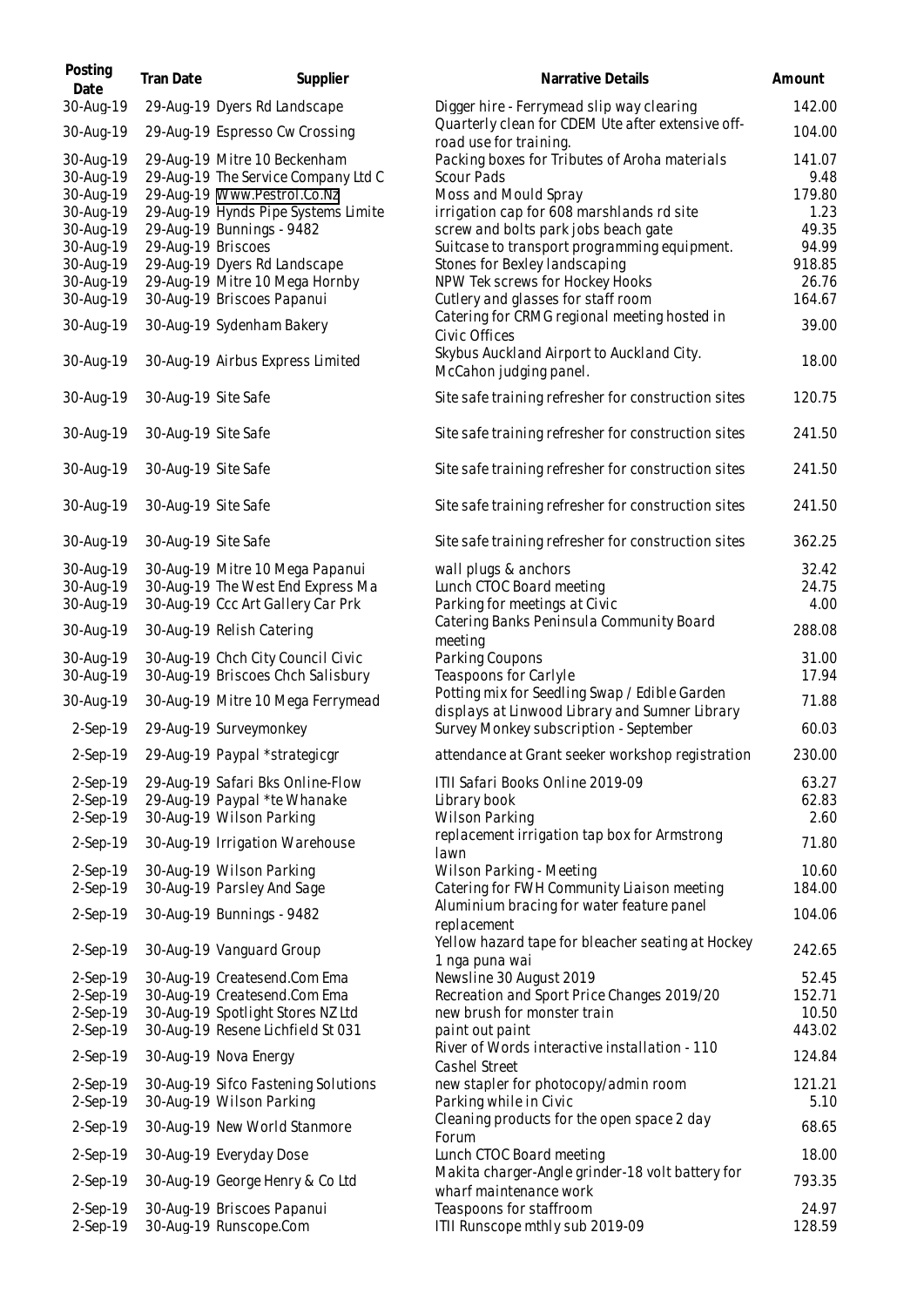| Posting Date | Tran Date | Supplier | Narrative Details | Amount |
|---|---|---|---|---|
| 30-Aug-19 | 29-Aug-19 | Dyers Rd Landscape | Digger hire - Ferrymead slip way clearing | 142.00 |
| 30-Aug-19 | 29-Aug-19 | Espresso Cw Crossing | Quarterly clean for CDEM Ute after extensive off-road use for training. | 104.00 |
| 30-Aug-19 | 29-Aug-19 | Mitre 10 Beckenham | Packing boxes for Tributes of Aroha materials | 141.07 |
| 30-Aug-19 | 29-Aug-19 | The Service Company Ltd C | Scour Pads | 9.48 |
| 30-Aug-19 | 29-Aug-19 | Www.Pestrol.Co.Nz | Moss and Mould Spray | 179.80 |
| 30-Aug-19 | 29-Aug-19 | Hynds Pipe Systems Limite | irrigation cap for 608 marshlands rd site | 1.23 |
| 30-Aug-19 | 29-Aug-19 | Bunnings - 9482 | screw and bolts park jobs beach gate | 49.35 |
| 30-Aug-19 | 29-Aug-19 | Briscoes | Suitcase to transport programming equipment. | 94.99 |
| 30-Aug-19 | 29-Aug-19 | Dyers Rd Landscape | Stones for Bexley landscaping | 918.85 |
| 30-Aug-19 | 29-Aug-19 | Mitre 10 Mega Hornby | NPW Tek screws for Hockey Hooks | 26.76 |
| 30-Aug-19 | 30-Aug-19 | Briscoes Papanui | Cutlery and glasses for staff room | 164.67 |
| 30-Aug-19 | 30-Aug-19 | Sydenham Bakery | Catering for CRMG regional meeting hosted in Civic Offices | 39.00 |
| 30-Aug-19 | 30-Aug-19 | Airbus Express Limited | Skybus Auckland Airport to Auckland City. McCahon judging panel. | 18.00 |
| 30-Aug-19 | 30-Aug-19 | Site Safe | Site safe training refresher for construction sites | 120.75 |
| 30-Aug-19 | 30-Aug-19 | Site Safe | Site safe training refresher for construction sites | 241.50 |
| 30-Aug-19 | 30-Aug-19 | Site Safe | Site safe training refresher for construction sites | 241.50 |
| 30-Aug-19 | 30-Aug-19 | Site Safe | Site safe training refresher for construction sites | 241.50 |
| 30-Aug-19 | 30-Aug-19 | Site Safe | Site safe training refresher for construction sites | 362.25 |
| 30-Aug-19 | 30-Aug-19 | Mitre 10 Mega Papanui | wall plugs & anchors | 32.42 |
| 30-Aug-19 | 30-Aug-19 | The West End Express Ma | Lunch CTOC Board meeting | 24.75 |
| 30-Aug-19 | 30-Aug-19 | Ccc Art Gallery Car Prk | Parking for meetings at Civic | 4.00 |
| 30-Aug-19 | 30-Aug-19 | Relish Catering | Catering Banks Peninsula Community Board meeting | 288.08 |
| 30-Aug-19 | 30-Aug-19 | Chch City Council Civic | Parking Coupons | 31.00 |
| 30-Aug-19 | 30-Aug-19 | Briscoes Chch Salisbury | Teaspoons for Carlyle | 17.94 |
| 30-Aug-19 | 30-Aug-19 | Mitre 10 Mega Ferrymead | Potting mix for Seedling Swap / Edible Garden displays at Linwood Library and Sumner Library | 71.88 |
| 2-Sep-19 | 29-Aug-19 | Surveymonkey | Survey Monkey subscription - September | 60.03 |
| 2-Sep-19 | 29-Aug-19 | Paypal *strategicgr | attendance at Grant seeker workshop registration | 230.00 |
| 2-Sep-19 | 29-Aug-19 | Safari Bks Online-Flow | ITII Safari Books Online 2019-09 | 63.27 |
| 2-Sep-19 | 29-Aug-19 | Paypal *te Whanake | Library book | 62.83 |
| 2-Sep-19 | 30-Aug-19 | Wilson Parking | Wilson Parking | 2.60 |
| 2-Sep-19 | 30-Aug-19 | Irrigation Warehouse | replacement irrigation tap box for Armstrong lawn | 71.80 |
| 2-Sep-19 | 30-Aug-19 | Wilson Parking | Wilson Parking - Meeting | 10.60 |
| 2-Sep-19 | 30-Aug-19 | Parsley And Sage | Catering for FWH Community Liaison meeting | 184.00 |
| 2-Sep-19 | 30-Aug-19 | Bunnings - 9482 | Aluminium bracing for water feature panel replacement | 104.06 |
| 2-Sep-19 | 30-Aug-19 | Vanguard Group | Yellow hazard tape for bleacher seating at Hockey 1 nga puna wai | 242.65 |
| 2-Sep-19 | 30-Aug-19 | Createsend.Com Ema | Newsline 30 August 2019 | 52.45 |
| 2-Sep-19 | 30-Aug-19 | Createsend.Com Ema | Recreation and Sport Price Changes 2019/20 | 152.71 |
| 2-Sep-19 | 30-Aug-19 | Spotlight Stores NZ Ltd | new brush for monster train | 10.50 |
| 2-Sep-19 | 30-Aug-19 | Resene Lichfield St 031 | paint out paint | 443.02 |
| 2-Sep-19 | 30-Aug-19 | Nova Energy | River of Words interactive installation - 110 Cashel Street | 124.84 |
| 2-Sep-19 | 30-Aug-19 | Sifco Fastening Solutions | new stapler for photocopy/admin room | 121.21 |
| 2-Sep-19 | 30-Aug-19 | Wilson Parking | Parking while in Civic | 5.10 |
| 2-Sep-19 | 30-Aug-19 | New World Stanmore | Cleaning products for the open space 2 day Forum | 68.65 |
| 2-Sep-19 | 30-Aug-19 | Everyday Dose | Lunch CTOC Board meeting | 18.00 |
| 2-Sep-19 | 30-Aug-19 | George Henry & Co Ltd | Makita charger-Angle grinder-18 volt battery for wharf maintenance work | 793.35 |
| 2-Sep-19 | 30-Aug-19 | Briscoes Papanui | Teaspoons for staffroom | 24.97 |
| 2-Sep-19 | 30-Aug-19 | Runscope.Com | ITII Runscope mthly sub 2019-09 | 128.59 |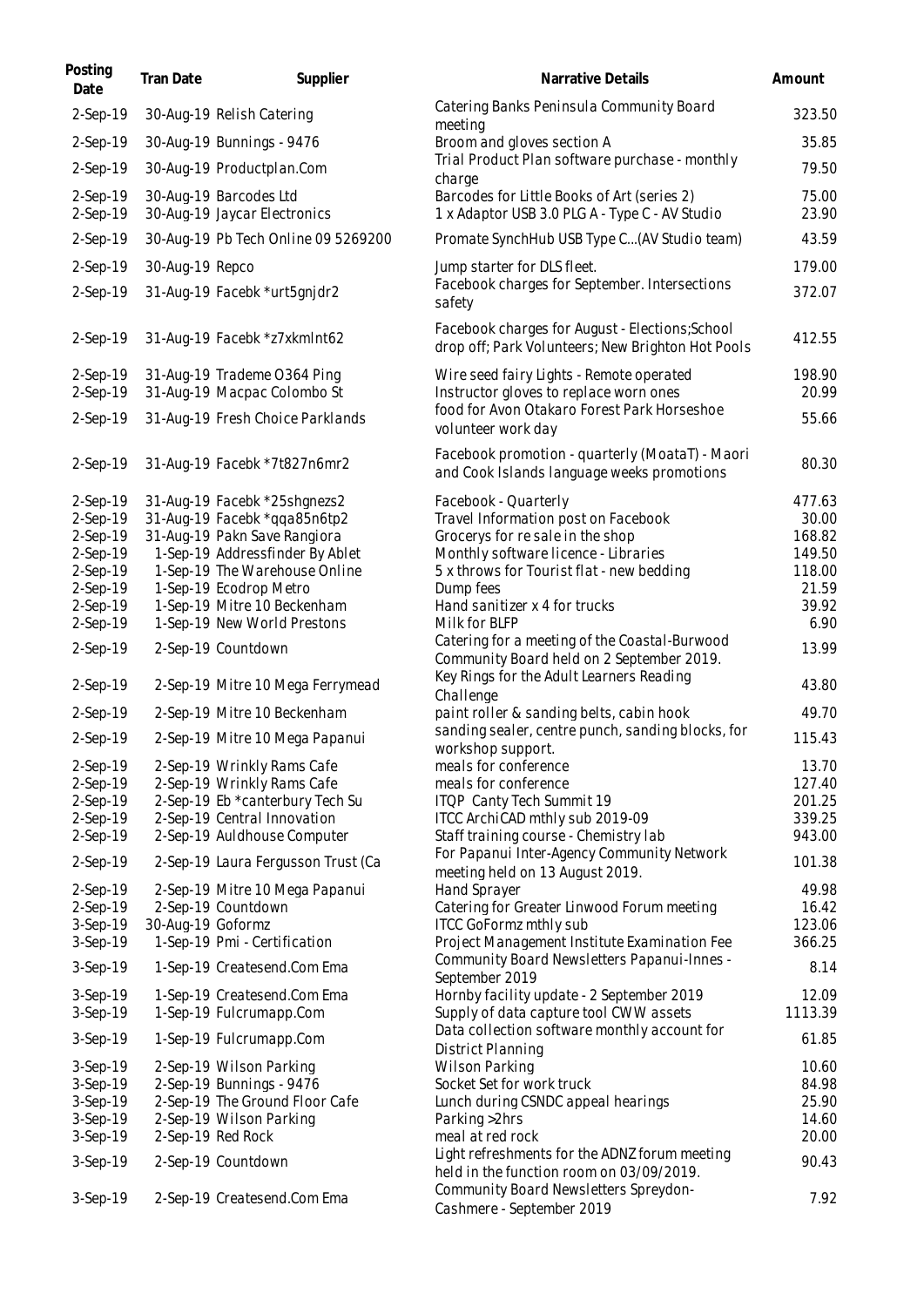| Posting Date | Tran Date | Supplier | Narrative Details | Amount |
| --- | --- | --- | --- | --- |
| 2-Sep-19 | 30-Aug-19 | Relish Catering | Catering Banks Peninsula Community Board meeting | 323.50 |
| 2-Sep-19 | 30-Aug-19 | Bunnings - 9476 | Broom and gloves section A | 35.85 |
| 2-Sep-19 | 30-Aug-19 | Productplan.Com | Trial Product Plan software purchase - monthly charge | 79.50 |
| 2-Sep-19 | 30-Aug-19 | Barcodes Ltd | Barcodes for Little Books of Art (series 2) | 75.00 |
| 2-Sep-19 | 30-Aug-19 | Jaycar Electronics | 1 x Adaptor USB 3.0 PLG A - Type C - AV Studio | 23.90 |
| 2-Sep-19 | 30-Aug-19 | Pb Tech Online 09 5269200 | Promate SynchHub USB Type C...(AV Studio team) | 43.59 |
| 2-Sep-19 | 30-Aug-19 | Repco | Jump starter for DLS fleet. | 179.00 |
| 2-Sep-19 | 31-Aug-19 | Facebk *urt5gnjdr2 | Facebook charges for September. Intersections safety | 372.07 |
| 2-Sep-19 | 31-Aug-19 | Facebk *z7xkmlnt62 | Facebook charges for August - Elections;School drop off; Park Volunteers; New Brighton Hot Pools | 412.55 |
| 2-Sep-19 | 31-Aug-19 | Trademe O364 Ping | Wire seed fairy Lights - Remote operated | 198.90 |
| 2-Sep-19 | 31-Aug-19 | Macpac Colombo St | Instructor gloves to replace worn ones | 20.99 |
| 2-Sep-19 | 31-Aug-19 | Fresh Choice Parklands | food for Avon Otakaro Forest Park Horseshoe volunteer work day | 55.66 |
| 2-Sep-19 | 31-Aug-19 | Facebk *7t827n6mr2 | Facebook promotion - quarterly (MoataT) - Maori and Cook Islands language weeks promotions | 80.30 |
| 2-Sep-19 | 31-Aug-19 | Facebk *25shgnezs2 | Facebook - Quarterly | 477.63 |
| 2-Sep-19 | 31-Aug-19 | Facebk *qqa85n6tp2 | Travel Information post on Facebook | 30.00 |
| 2-Sep-19 | 31-Aug-19 | Pakn Save Rangiora | Grocerys for re sale in the shop | 168.82 |
| 2-Sep-19 | 1-Sep-19 | Addressfinder By Ablet | Monthly software licence - Libraries | 149.50 |
| 2-Sep-19 | 1-Sep-19 | The Warehouse Online | 5 x throws for Tourist flat - new bedding | 118.00 |
| 2-Sep-19 | 1-Sep-19 | Ecodrop Metro | Dump fees | 21.59 |
| 2-Sep-19 | 1-Sep-19 | Mitre 10 Beckenham | Hand sanitizer x 4 for trucks | 39.92 |
| 2-Sep-19 | 1-Sep-19 | New World Prestons | Milk for BLFP | 6.90 |
| 2-Sep-19 | 2-Sep-19 | Countdown | Catering for a meeting of the Coastal-Burwood Community Board held on 2 September 2019. | 13.99 |
| 2-Sep-19 | 2-Sep-19 | Mitre 10 Mega Ferrymead | Key Rings for the Adult Learners Reading Challenge | 43.80 |
| 2-Sep-19 | 2-Sep-19 | Mitre 10 Beckenham | paint roller & sanding belts, cabin hook | 49.70 |
| 2-Sep-19 | 2-Sep-19 | Mitre 10 Mega Papanui | sanding sealer, centre punch, sanding blocks, for workshop support. | 115.43 |
| 2-Sep-19 | 2-Sep-19 | Wrinkly Rams Cafe | meals for conference | 13.70 |
| 2-Sep-19 | 2-Sep-19 | Wrinkly Rams Cafe | meals for conference | 127.40 |
| 2-Sep-19 | 2-Sep-19 | Eb *canterbury Tech Su | ITQP Canty Tech Summit 19 | 201.25 |
| 2-Sep-19 | 2-Sep-19 | Central Innovation | ITCC ArchiCAD mthly sub 2019-09 | 339.25 |
| 2-Sep-19 | 2-Sep-19 | Auldhouse Computer | Staff training course - Chemistry lab | 943.00 |
| 2-Sep-19 | 2-Sep-19 | Laura Fergusson Trust (Ca | For Papanui Inter-Agency Community Network meeting held on 13 August 2019. | 101.38 |
| 2-Sep-19 | 2-Sep-19 | Mitre 10 Mega Papanui | Hand Sprayer | 49.98 |
| 2-Sep-19 | 2-Sep-19 | Countdown | Catering for Greater Linwood Forum meeting | 16.42 |
| 3-Sep-19 | 30-Aug-19 | Goformz | ITCC GoFormz mthly sub | 123.06 |
| 3-Sep-19 | 1-Sep-19 | Pmi - Certification | Project Management Institute Examination Fee | 366.25 |
| 3-Sep-19 | 1-Sep-19 | Createsend.Com Ema | Community Board Newsletters Papanui-Innes - September 2019 | 8.14 |
| 3-Sep-19 | 1-Sep-19 | Createsend.Com Ema | Hornby facility update - 2 September 2019 | 12.09 |
| 3-Sep-19 | 1-Sep-19 | Fulcrumapp.Com | Supply of data capture tool CWW assets | 1113.39 |
| 3-Sep-19 | 1-Sep-19 | Fulcrumapp.Com | Data collection software monthly account for District Planning | 61.85 |
| 3-Sep-19 | 2-Sep-19 | Wilson Parking | Wilson Parking | 10.60 |
| 3-Sep-19 | 2-Sep-19 | Bunnings - 9476 | Socket Set for work truck | 84.98 |
| 3-Sep-19 | 2-Sep-19 | The Ground Floor Cafe | Lunch during CSNDC appeal hearings | 25.90 |
| 3-Sep-19 | 2-Sep-19 | Wilson Parking | Parking >2hrs | 14.60 |
| 3-Sep-19 | 2-Sep-19 | Red Rock | meal at red rock | 20.00 |
| 3-Sep-19 | 2-Sep-19 | Countdown | Light refreshments for the ADNZ forum meeting held in the function room on 03/09/2019. | 90.43 |
| 3-Sep-19 | 2-Sep-19 | Createsend.Com Ema | Community Board Newsletters Spreydon-Cashmere - September 2019 | 7.92 |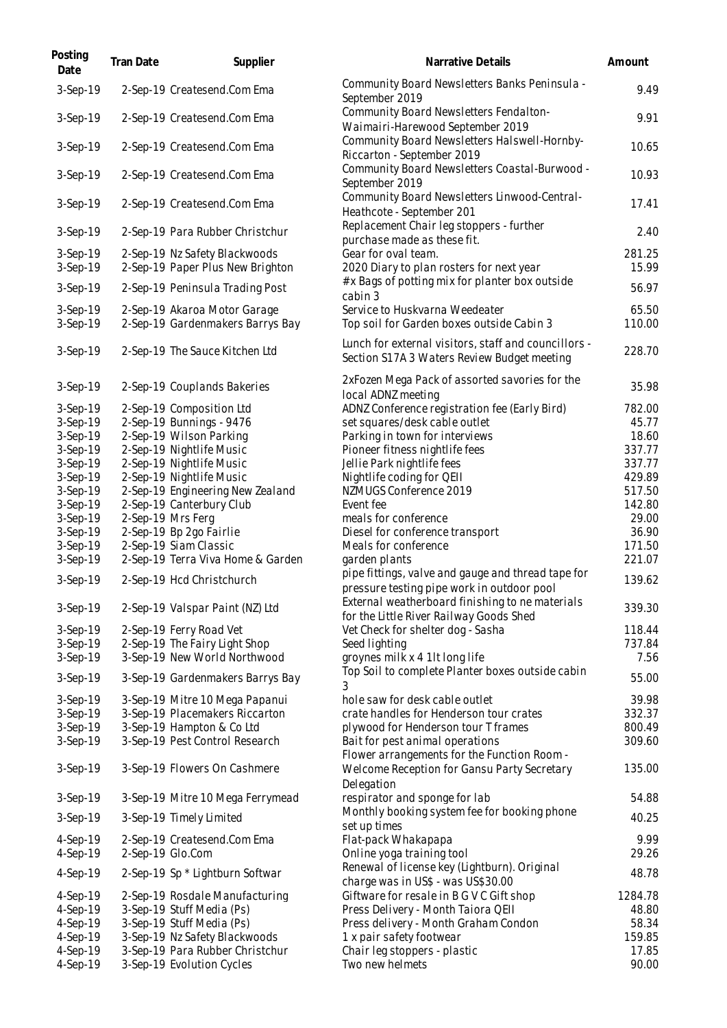| Posting Date | Tran Date | Supplier | Narrative Details | Amount |
|---|---|---|---|---|
| 3-Sep-19 | 2-Sep-19 | Createsend.Com Ema | Community Board Newsletters Banks Peninsula - September 2019 | 9.49 |
| 3-Sep-19 | 2-Sep-19 | Createsend.Com Ema | Community Board Newsletters Fendalton-Waimairi-Harewood September 2019 | 9.91 |
| 3-Sep-19 | 2-Sep-19 | Createsend.Com Ema | Community Board Newsletters Halswell-Hornby-Riccarton - September 2019 | 10.65 |
| 3-Sep-19 | 2-Sep-19 | Createsend.Com Ema | Community Board Newsletters Coastal-Burwood - September 2019 | 10.93 |
| 3-Sep-19 | 2-Sep-19 | Createsend.Com Ema | Community Board Newsletters Linwood-Central-Heathcote - September 201 | 17.41 |
| 3-Sep-19 | 2-Sep-19 | Para Rubber Christchur | Replacement Chair leg stoppers - further purchase made as these fit. | 2.40 |
| 3-Sep-19 | 2-Sep-19 | Nz Safety Blackwoods | Gear for oval team. | 281.25 |
| 3-Sep-19 | 2-Sep-19 | Paper Plus New Brighton | 2020 Diary to plan rosters for next year | 15.99 |
| 3-Sep-19 | 2-Sep-19 | Peninsula Trading Post | #x Bags of potting mix for planter box outside cabin 3 | 56.97 |
| 3-Sep-19 | 2-Sep-19 | Akaroa Motor Garage | Service to Huskvarna Weedeater | 65.50 |
| 3-Sep-19 | 2-Sep-19 | Gardenmakers Barrys Bay | Top soil for Garden boxes outside Cabin 3 | 110.00 |
| 3-Sep-19 | 2-Sep-19 | The Sauce Kitchen Ltd | Lunch for external visitors, staff and councillors - Section S17A 3 Waters Review Budget meeting | 228.70 |
| 3-Sep-19 | 2-Sep-19 | Couplands Bakeries | 2xFozen Mega Pack of assorted savories for the local ADNZ meeting | 35.98 |
| 3-Sep-19 | 2-Sep-19 | Composition Ltd | ADNZ Conference registration fee (Early Bird) | 782.00 |
| 3-Sep-19 | 2-Sep-19 | Bunnings - 9476 | set squares/desk cable outlet | 45.77 |
| 3-Sep-19 | 2-Sep-19 | Wilson Parking | Parking in town for interviews | 18.60 |
| 3-Sep-19 | 2-Sep-19 | Nightlife Music | Pioneer fitness nightlife fees | 337.77 |
| 3-Sep-19 | 2-Sep-19 | Nightlife Music | Jellie Park nightlife fees | 337.77 |
| 3-Sep-19 | 2-Sep-19 | Nightlife Music | Nightlife coding for QEII | 429.89 |
| 3-Sep-19 | 2-Sep-19 | Engineering New Zealand | NZMUGS Conference 2019 | 517.50 |
| 3-Sep-19 | 2-Sep-19 | Canterbury Club | Event fee | 142.80 |
| 3-Sep-19 | 2-Sep-19 | Mrs Ferg | meals for conference | 29.00 |
| 3-Sep-19 | 2-Sep-19 | Bp 2go Fairlie | Diesel for conference transport | 36.90 |
| 3-Sep-19 | 2-Sep-19 | Siam Classic | Meals for conference | 171.50 |
| 3-Sep-19 | 2-Sep-19 | Terra Viva Home & Garden | garden plants | 221.07 |
| 3-Sep-19 | 2-Sep-19 | Hcd Christchurch | pipe fittings, valve and gauge and thread tape for pressure testing pipe work in outdoor pool | 139.62 |
| 3-Sep-19 | 2-Sep-19 | Valspar Paint (NZ) Ltd | External weatherboard finishing to ne materials for the Little River Railway Goods Shed | 339.30 |
| 3-Sep-19 | 2-Sep-19 | Ferry Road Vet | Vet Check for shelter dog - Sasha | 118.44 |
| 3-Sep-19 | 2-Sep-19 | The Fairy Light Shop | Seed lighting | 737.84 |
| 3-Sep-19 | 3-Sep-19 | New World Northwood | groynes milk x 4 1lt long life | 7.56 |
| 3-Sep-19 | 3-Sep-19 | Gardenmakers Barrys Bay | Top Soil to complete Planter boxes outside cabin 3 | 55.00 |
| 3-Sep-19 | 3-Sep-19 | Mitre 10 Mega Papanui | hole saw for desk cable outlet | 39.98 |
| 3-Sep-19 | 3-Sep-19 | Placemakers Riccarton | crate handles for Henderson tour crates | 332.37 |
| 3-Sep-19 | 3-Sep-19 | Hampton & Co Ltd | plywood for Henderson tour T frames | 800.49 |
| 3-Sep-19 | 3-Sep-19 | Pest Control Research | Bait for pest animal operations | 309.60 |
| 3-Sep-19 | 3-Sep-19 | Flowers On Cashmere | Flower arrangements for the Function Room - Welcome Reception for Gansu Party Secretary Delegation | 135.00 |
| 3-Sep-19 | 3-Sep-19 | Mitre 10 Mega Ferrymead | respirator and sponge for lab | 54.88 |
| 3-Sep-19 | 3-Sep-19 | Timely Limited | Monthly booking system fee for booking phone set up times | 40.25 |
| 4-Sep-19 | 2-Sep-19 | Createsend.Com Ema | Flat-pack Whakapapa | 9.99 |
| 4-Sep-19 | 2-Sep-19 | Glo.Com | Online yoga training tool | 29.26 |
| 4-Sep-19 | 2-Sep-19 | Sp * Lightburn Softwar | Renewal of license key (Lightburn). Original charge was in US$ - was US$30.00 | 48.78 |
| 4-Sep-19 | 2-Sep-19 | Rosdale Manufacturing | Giftware for resale in B G V C Gift shop | 1284.78 |
| 4-Sep-19 | 3-Sep-19 | Stuff Media (Ps) | Press Delivery - Month Taiora QEII | 48.80 |
| 4-Sep-19 | 3-Sep-19 | Stuff Media (Ps) | Press delivery - Month Graham Condon | 58.34 |
| 4-Sep-19 | 3-Sep-19 | Nz Safety Blackwoods | 1 x pair safety footwear | 159.85 |
| 4-Sep-19 | 3-Sep-19 | Para Rubber Christchur | Chair leg stoppers - plastic | 17.85 |
| 4-Sep-19 | 3-Sep-19 | Evolution Cycles | Two new helmets | 90.00 |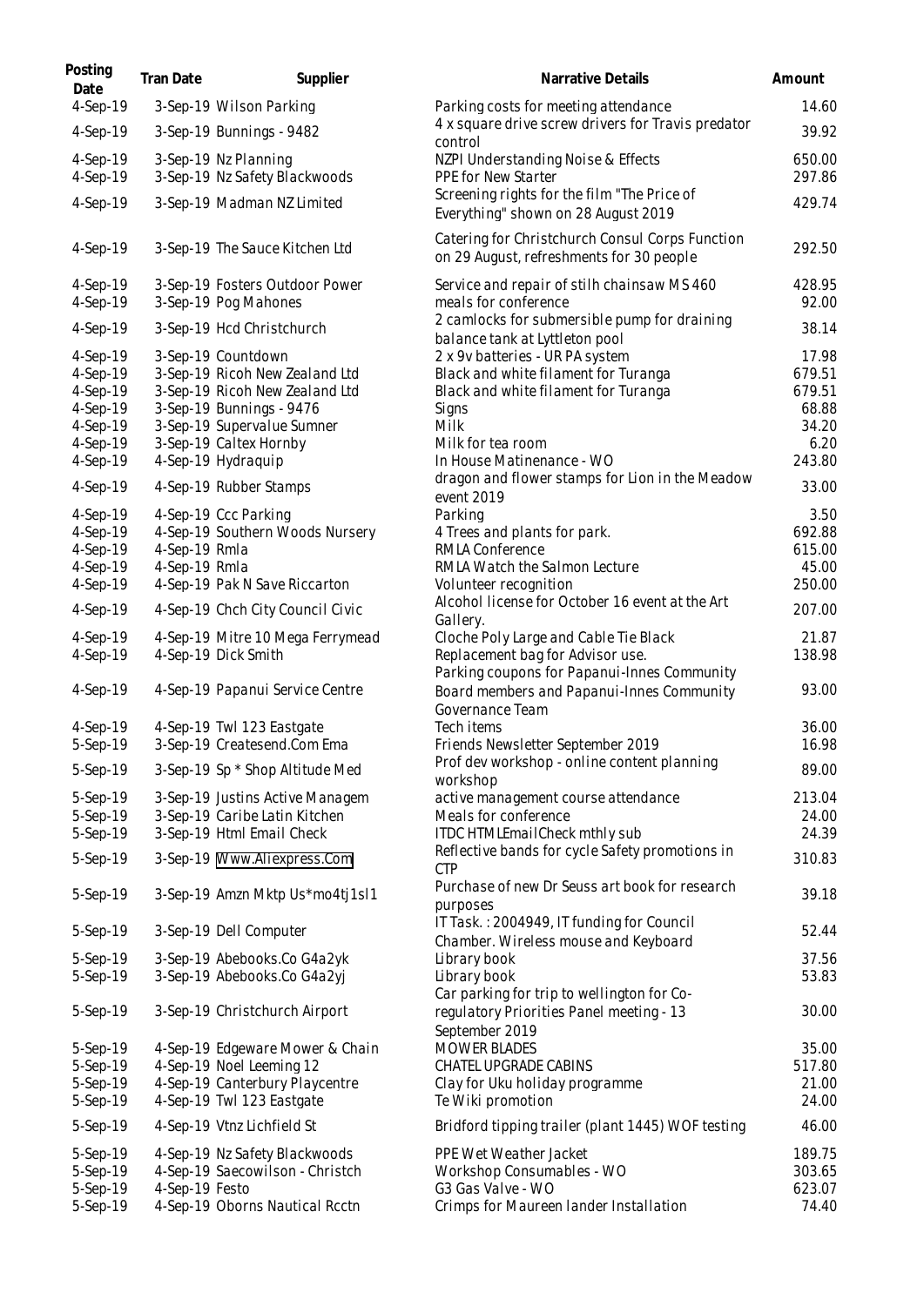| Posting Date | Tran Date | Supplier | Narrative Details | Amount |
|---|---|---|---|---|
| 4-Sep-19 | 3-Sep-19 | Wilson Parking | Parking costs for meeting attendance | 14.60 |
| 4-Sep-19 | 3-Sep-19 | Bunnings - 9482 | 4 x square drive screw drivers for Travis predator control | 39.92 |
| 4-Sep-19 | 3-Sep-19 | Nz Planning | NZPI Understanding Noise & Effects | 650.00 |
| 4-Sep-19 | 3-Sep-19 | Nz Safety Blackwoods | PPE for New Starter | 297.86 |
| 4-Sep-19 | 3-Sep-19 | Madman NZ Limited | Screening rights for the film "The Price of Everything" shown on 28 August 2019 | 429.74 |
| 4-Sep-19 | 3-Sep-19 | The Sauce Kitchen Ltd | Catering for Christchurch Consul Corps Function on 29 August, refreshments for 30 people | 292.50 |
| 4-Sep-19 | 3-Sep-19 | Fosters Outdoor Power | Service and repair of stilh chainsaw MS 460 | 428.95 |
| 4-Sep-19 | 3-Sep-19 | Pog Mahones | meals for conference | 92.00 |
| 4-Sep-19 | 3-Sep-19 | Hcd Christchurch | 2 camlocks for submersible pump for draining balance tank at Lyttleton pool | 38.14 |
| 4-Sep-19 | 3-Sep-19 | Countdown | 2 x 9v batteries - UR PA system | 17.98 |
| 4-Sep-19 | 3-Sep-19 | Ricoh New Zealand Ltd | Black and white filament for Turanga | 679.51 |
| 4-Sep-19 | 3-Sep-19 | Ricoh New Zealand Ltd | Black and white filament for Turanga | 679.51 |
| 4-Sep-19 | 3-Sep-19 | Bunnings - 9476 | Signs | 68.88 |
| 4-Sep-19 | 3-Sep-19 | Supervalue Sumner | Milk | 34.20 |
| 4-Sep-19 | 3-Sep-19 | Caltex Hornby | Milk for tea room | 6.20 |
| 4-Sep-19 | 4-Sep-19 | Hydraquip | In House Matinenance - WO | 243.80 |
| 4-Sep-19 | 4-Sep-19 | Rubber Stamps | dragon and flower stamps for Lion in the Meadow event 2019 | 33.00 |
| 4-Sep-19 | 4-Sep-19 | Ccc Parking | Parking | 3.50 |
| 4-Sep-19 | 4-Sep-19 | Southern Woods Nursery | 4 Trees and plants for park. | 692.88 |
| 4-Sep-19 | 4-Sep-19 | Rmla | RMLA Conference | 615.00 |
| 4-Sep-19 | 4-Sep-19 | Rmla | RMLA Watch the Salmon Lecture | 45.00 |
| 4-Sep-19 | 4-Sep-19 | Pak N Save Riccarton | Volunteer recognition | 250.00 |
| 4-Sep-19 | 4-Sep-19 | Chch City Council Civic | Alcohol license for October 16 event at the Art Gallery. | 207.00 |
| 4-Sep-19 | 4-Sep-19 | Mitre 10 Mega Ferrymead | Cloche Poly Large and Cable Tie Black | 21.87 |
| 4-Sep-19 | 4-Sep-19 | Dick Smith | Replacement bag for Advisor use. | 138.98 |
| 4-Sep-19 | 4-Sep-19 | Papanui Service Centre | Parking coupons for Papanui-Innes Community Board members and Papanui-Innes Community Governance Team | 93.00 |
| 4-Sep-19 | 4-Sep-19 | Twl 123 Eastgate | Tech items | 36.00 |
| 5-Sep-19 | 3-Sep-19 | Createsend.Com Ema | Friends Newsletter September 2019 | 16.98 |
| 5-Sep-19 | 3-Sep-19 | Sp * Shop Altitude Med | Prof dev workshop - online content planning workshop | 89.00 |
| 5-Sep-19 | 3-Sep-19 | Justins Active Managem | active management course attendance | 213.04 |
| 5-Sep-19 | 3-Sep-19 | Caribe Latin Kitchen | Meals for conference | 24.00 |
| 5-Sep-19 | 3-Sep-19 | Html Email Check | ITDC HTMLEmailCheck mthly sub | 24.39 |
| 5-Sep-19 | 3-Sep-19 | Www.Aliexpress.Com | Reflective bands for cycle Safety promotions in CTP | 310.83 |
| 5-Sep-19 | 3-Sep-19 | Amzn Mktp Us*mo4tj1sl1 | Purchase of new Dr Seuss art book for research purposes | 39.18 |
| 5-Sep-19 | 3-Sep-19 | Dell Computer | IT Task. : 2004949, IT funding for Council Chamber. Wireless mouse and Keyboard | 52.44 |
| 5-Sep-19 | 3-Sep-19 | Abebooks.Co G4a2yk | Library book | 37.56 |
| 5-Sep-19 | 3-Sep-19 | Abebooks.Co G4a2yj | Library book | 53.83 |
| 5-Sep-19 | 3-Sep-19 | Christchurch Airport | Car parking for trip to wellington for Co-regulatory Priorities Panel meeting - 13 September 2019 | 30.00 |
| 5-Sep-19 | 4-Sep-19 | Edgeware Mower & Chain | MOWER BLADES | 35.00 |
| 5-Sep-19 | 4-Sep-19 | Noel Leeming 12 | CHATEL UPGRADE CABINS | 517.80 |
| 5-Sep-19 | 4-Sep-19 | Canterbury Playcentre | Clay for Uku holiday programme | 21.00 |
| 5-Sep-19 | 4-Sep-19 | Twl 123 Eastgate | Te Wiki promotion | 24.00 |
| 5-Sep-19 | 4-Sep-19 | Vtnz Lichfield St | Bridford tipping trailer (plant 1445) WOF testing | 46.00 |
| 5-Sep-19 | 4-Sep-19 | Nz Safety Blackwoods | PPE Wet Weather Jacket | 189.75 |
| 5-Sep-19 | 4-Sep-19 | Saecowilson - Christch | Workshop Consumables - WO | 303.65 |
| 5-Sep-19 | 4-Sep-19 | Festo | G3 Gas Valve - WO | 623.07 |
| 5-Sep-19 | 4-Sep-19 | Oborns Nautical Rcctn | Crimps for Maureen lander Installation | 74.40 |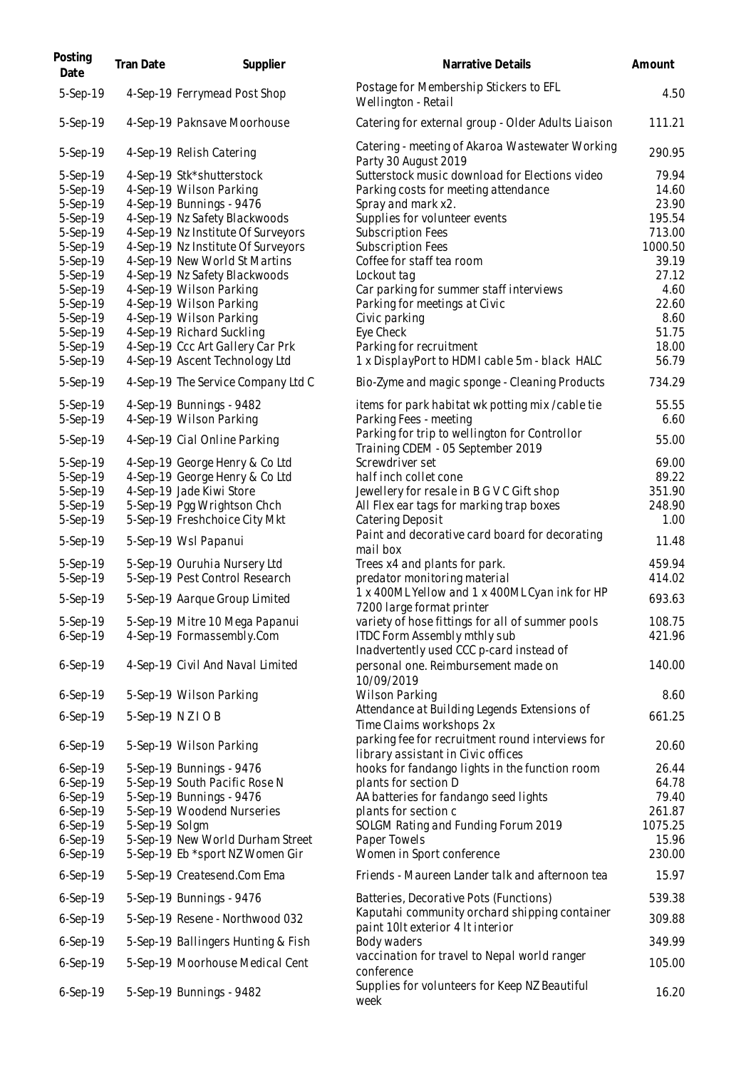| Posting Date | Tran Date | Supplier | Narrative Details | Amount |
|---|---|---|---|---|
| 5-Sep-19 | 4-Sep-19 | Ferrymead Post Shop | Postage for Membership Stickers to EFL Wellington - Retail | 4.50 |
| 5-Sep-19 | 4-Sep-19 | Paknsave Moorhouse | Catering for external group - Older Adults Liaison | 111.21 |
| 5-Sep-19 | 4-Sep-19 | Relish Catering | Catering - meeting of Akaroa Wastewater Working Party 30 August 2019 | 290.95 |
| 5-Sep-19 | 4-Sep-19 | Stk*shutterstock | Sutterstock music download for Elections video | 79.94 |
| 5-Sep-19 | 4-Sep-19 | Wilson Parking | Parking costs for meeting attendance | 14.60 |
| 5-Sep-19 | 4-Sep-19 | Bunnings - 9476 | Spray and mark x2. | 23.90 |
| 5-Sep-19 | 4-Sep-19 | Nz Safety Blackwoods | Supplies for volunteer events | 195.54 |
| 5-Sep-19 | 4-Sep-19 | Nz Institute Of Surveyors | Subscription Fees | 713.00 |
| 5-Sep-19 | 4-Sep-19 | Nz Institute Of Surveyors | Subscription Fees | 1000.50 |
| 5-Sep-19 | 4-Sep-19 | New World St Martins | Coffee for staff tea room | 39.19 |
| 5-Sep-19 | 4-Sep-19 | Nz Safety Blackwoods | Lockout tag | 27.12 |
| 5-Sep-19 | 4-Sep-19 | Wilson Parking | Car parking for summer staff interviews | 4.60 |
| 5-Sep-19 | 4-Sep-19 | Wilson Parking | Parking for meetings at Civic | 22.60 |
| 5-Sep-19 | 4-Sep-19 | Wilson Parking | Civic parking | 8.60 |
| 5-Sep-19 | 4-Sep-19 | Richard Suckling | Eye Check | 51.75 |
| 5-Sep-19 | 4-Sep-19 | Ccc Art Gallery Car Prk | Parking for recruitment | 18.00 |
| 5-Sep-19 | 4-Sep-19 | Ascent Technology Ltd | 1 x DisplayPort to HDMI cable 5m - black HALC | 56.79 |
| 5-Sep-19 | 4-Sep-19 | The Service Company Ltd C | Bio-Zyme and magic sponge - Cleaning Products | 734.29 |
| 5-Sep-19 | 4-Sep-19 | Bunnings - 9482 | items for park habitat wk potting mix /cable tie | 55.55 |
| 5-Sep-19 | 4-Sep-19 | Wilson Parking | Parking Fees - meeting | 6.60 |
| 5-Sep-19 | 4-Sep-19 | Cial Online Parking | Parking for trip to wellington for Controllor Training CDEM - 05 September 2019 | 55.00 |
| 5-Sep-19 | 4-Sep-19 | George Henry & Co Ltd | Screwdriver set | 69.00 |
| 5-Sep-19 | 4-Sep-19 | George Henry & Co Ltd | half inch collet cone | 89.22 |
| 5-Sep-19 | 4-Sep-19 | Jade Kiwi Store | Jewellery for resale in B G V C Gift shop | 351.90 |
| 5-Sep-19 | 5-Sep-19 | Pgg Wrightson Chch | All Flex ear tags for marking trap boxes | 248.90 |
| 5-Sep-19 | 5-Sep-19 | Freshchoice City Mkt | Catering Deposit | 1.00 |
| 5-Sep-19 | 5-Sep-19 | Wsl Papanui | Paint and decorative card board for decorating mail box | 11.48 |
| 5-Sep-19 | 5-Sep-19 | Ouruhia Nursery Ltd | Trees x4 and plants for park. | 459.94 |
| 5-Sep-19 | 5-Sep-19 | Pest Control Research | predator monitoring material | 414.02 |
| 5-Sep-19 | 5-Sep-19 | Aarque Group Limited | 1 x 400ML Yellow and 1 x 400ML Cyan ink for HP 7200 large format printer | 693.63 |
| 5-Sep-19 | 5-Sep-19 | Mitre 10 Mega Papanui | variety of hose fittings for all of summer pools | 108.75 |
| 6-Sep-19 | 4-Sep-19 | Formassembly.Com | ITDC Form Assembly mthly sub | 421.96 |
| 6-Sep-19 | 4-Sep-19 | Civil And Naval Limited | Inadvertently used CCC p-card instead of personal one. Reimbursement made on 10/09/2019 | 140.00 |
| 6-Sep-19 | 5-Sep-19 | Wilson Parking | Wilson Parking | 8.60 |
| 6-Sep-19 | 5-Sep-19 | N Z I O B | Attendance at Building Legends Extensions of Time Claims workshops 2x | 661.25 |
| 6-Sep-19 | 5-Sep-19 | Wilson Parking | parking fee for recruitment round interviews for library assistant in Civic offices | 20.60 |
| 6-Sep-19 | 5-Sep-19 | Bunnings - 9476 | hooks for fandango lights in the function room | 26.44 |
| 6-Sep-19 | 5-Sep-19 | South Pacific Rose N | plants for section D | 64.78 |
| 6-Sep-19 | 5-Sep-19 | Bunnings - 9476 | AA batteries for fandango seed lights | 79.40 |
| 6-Sep-19 | 5-Sep-19 | Woodend Nurseries | plants for section c | 261.87 |
| 6-Sep-19 | 5-Sep-19 | Solgm | SOLGM Rating and Funding Forum 2019 | 1075.25 |
| 6-Sep-19 | 5-Sep-19 | New World Durham Street | Paper Towels | 15.96 |
| 6-Sep-19 | 5-Sep-19 | Eb *sport NZ Women Gir | Women in Sport conference | 230.00 |
| 6-Sep-19 | 5-Sep-19 | Createsend.Com Ema | Friends - Maureen Lander talk and afternoon tea | 15.97 |
| 6-Sep-19 | 5-Sep-19 | Bunnings - 9476 | Batteries, Decorative Pots (Functions) | 539.38 |
| 6-Sep-19 | 5-Sep-19 | Resene - Northwood 032 | Kaputahi community orchard shipping container paint 10lt exterior 4 lt interior | 309.88 |
| 6-Sep-19 | 5-Sep-19 | Ballingers Hunting & Fish | Body waders | 349.99 |
| 6-Sep-19 | 5-Sep-19 | Moorhouse Medical Cent | vaccination for travel to Nepal world ranger conference | 105.00 |
| 6-Sep-19 | 5-Sep-19 | Bunnings - 9482 | Supplies for volunteers for Keep NZ Beautiful week | 16.20 |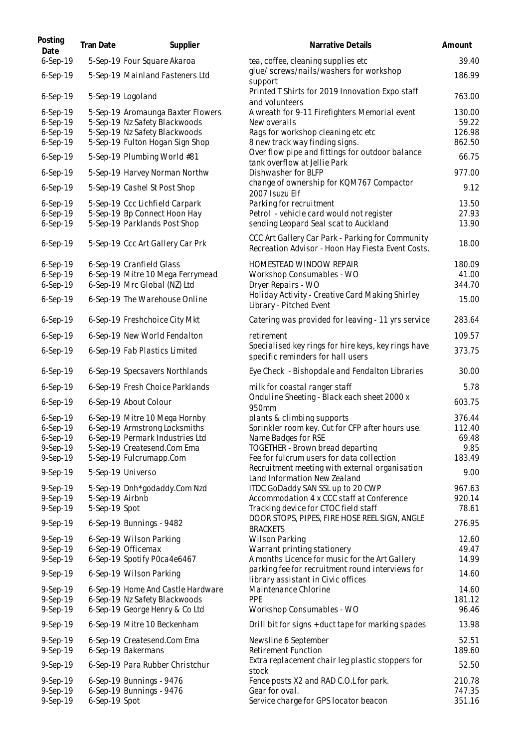| Posting Date | Tran Date | Supplier | Narrative Details | Amount |
|---|---|---|---|---|
| 6-Sep-19 | 5-Sep-19 | Four Square Akaroa | tea, coffee, cleaning supplies etc | 39.40 |
| 6-Sep-19 | 5-Sep-19 | Mainland Fasteners Ltd | glue/ screws/nails/washers for workshop support | 186.99 |
| 6-Sep-19 | 5-Sep-19 | Logoland | Printed T Shirts for 2019 Innovation Expo staff and volunteers | 763.00 |
| 6-Sep-19 | 5-Sep-19 | Aromaunga Baxter Flowers | A wreath for 9-11 Firefighters Memorial event | 130.00 |
| 6-Sep-19 | 5-Sep-19 | Nz Safety Blackwoods | New overalls | 59.22 |
| 6-Sep-19 | 5-Sep-19 | Nz Safety Blackwoods | Rags for workshop cleaning etc etc | 126.98 |
| 6-Sep-19 | 5-Sep-19 | Fulton Hogan Sign Shop | 8 new track way finding signs. | 862.50 |
| 6-Sep-19 | 5-Sep-19 | Plumbing World #81 | Over flow pipe and fittings for outdoor balance tank overflow at Jellie Park | 66.75 |
| 6-Sep-19 | 5-Sep-19 | Harvey Norman Northw | Dishwasher for BLFP | 977.00 |
| 6-Sep-19 | 5-Sep-19 | Cashel St Post Shop | change of ownership for KQM767 Compactor 2007 Isuzu Elf | 9.12 |
| 6-Sep-19 | 5-Sep-19 | Ccc Lichfield Carpark | Parking for recruitment | 13.50 |
| 6-Sep-19 | 5-Sep-19 | Bp Connect Hoon Hay | Petrol - vehicle card would not register | 27.93 |
| 6-Sep-19 | 5-Sep-19 | Parklands Post Shop | sending Leopard Seal scat to Auckland | 13.90 |
| 6-Sep-19 | 5-Sep-19 | Ccc Art Gallery Car Prk | CCC Art Gallery Car Park - Parking for Community Recreation Advisor - Hoon Hay Fiesta Event Costs. | 18.00 |
| 6-Sep-19 | 6-Sep-19 | Cranfield Glass | HOMESTEAD WINDOW REPAIR | 180.09 |
| 6-Sep-19 | 6-Sep-19 | Mitre 10 Mega Ferrymead | Workshop Consumables - WO | 41.00 |
| 6-Sep-19 | 6-Sep-19 | Mrc Global (NZ) Ltd | Dryer Repairs - WO | 344.70 |
| 6-Sep-19 | 6-Sep-19 | The Warehouse Online | Holiday Activity - Creative Card Making Shirley Library - Pitched Event | 15.00 |
| 6-Sep-19 | 6-Sep-19 | Freshchoice City Mkt | Catering was provided for leaving - 11 yrs service | 283.64 |
| 6-Sep-19 | 6-Sep-19 | New World Fendalton | retirement | 109.57 |
| 6-Sep-19 | 6-Sep-19 | Fab Plastics Limited | Specialised key rings for hire keys, key rings have specific reminders for hall users | 373.75 |
| 6-Sep-19 | 6-Sep-19 | Specsavers Northlands | Eye Check - Bishopdale and Fendalton Libraries | 30.00 |
| 6-Sep-19 | 6-Sep-19 | Fresh Choice Parklands | milk for coastal ranger staff | 5.78 |
| 6-Sep-19 | 6-Sep-19 | About Colour | Onduline Sheeting - Black each sheet 2000 x 950mm | 603.75 |
| 6-Sep-19 | 6-Sep-19 | Mitre 10 Mega Hornby | plants & climbing supports | 376.44 |
| 6-Sep-19 | 6-Sep-19 | Armstrong Locksmiths | Sprinkler room key. Cut for CFP after hours use. | 112.40 |
| 6-Sep-19 | 6-Sep-19 | Permark Industries Ltd | Name Badges for RSE | 69.48 |
| 9-Sep-19 | 5-Sep-19 | Createsend.Com Ema | TOGETHER - Brown bread departing | 9.85 |
| 9-Sep-19 | 5-Sep-19 | Fulcrumapp.Com | Fee for fulcrum users for data collection | 183.49 |
| 9-Sep-19 | 5-Sep-19 | Universo | Recruitment meeting with external organisation Land Information New Zealand | 9.00 |
| 9-Sep-19 | 5-Sep-19 | Dnh*godaddy.Com Nzd | ITDC GoDaddy SAN SSL up to 20 CWP | 967.63 |
| 9-Sep-19 | 5-Sep-19 | Airbnb | Accommodation 4 x CCC staff at Conference | 920.14 |
| 9-Sep-19 | 5-Sep-19 | Spot | Tracking device for CTOC field staff | 78.61 |
| 9-Sep-19 | 6-Sep-19 | Bunnings - 9482 | DOOR STOPS, PIPES, FIRE HOSE REEL SIGN, ANGLE BRACKETS | 276.95 |
| 9-Sep-19 | 6-Sep-19 | Wilson Parking | Wilson Parking | 12.60 |
| 9-Sep-19 | 6-Sep-19 | Officemax | Warrant printing stationery | 49.47 |
| 9-Sep-19 | 6-Sep-19 | Spotify P0ca4e6467 | A months Licence for music for the Art Gallery | 14.99 |
| 9-Sep-19 | 6-Sep-19 | Wilson Parking | parking fee for recruitment round interviews for library assistant in Civic offices | 14.60 |
| 9-Sep-19 | 6-Sep-19 | Home And Castle Hardware | Maintenance Chlorine | 14.60 |
| 9-Sep-19 | 6-Sep-19 | Nz Safety Blackwoods | PPE | 181.12 |
| 9-Sep-19 | 6-Sep-19 | George Henry & Co Ltd | Workshop Consumables - WO | 96.46 |
| 9-Sep-19 | 6-Sep-19 | Mitre 10 Beckenham | Drill bit for signs + duct tape for marking spades | 13.98 |
| 9-Sep-19 | 6-Sep-19 | Createsend.Com Ema | Newsline 6 September | 52.51 |
| 9-Sep-19 | 6-Sep-19 | Bakermans | Retirement Function | 189.60 |
| 9-Sep-19 | 6-Sep-19 | Para Rubber Christchur | Extra replacement chair leg plastic stoppers for stock | 52.50 |
| 9-Sep-19 | 6-Sep-19 | Bunnings - 9476 | Fence posts X2 and RAD C.O.L for park. | 210.78 |
| 9-Sep-19 | 6-Sep-19 | Bunnings - 9476 | Gear for oval. | 747.35 |
| 9-Sep-19 | 6-Sep-19 | Spot | Service charge for GPS locator beacon | 351.16 |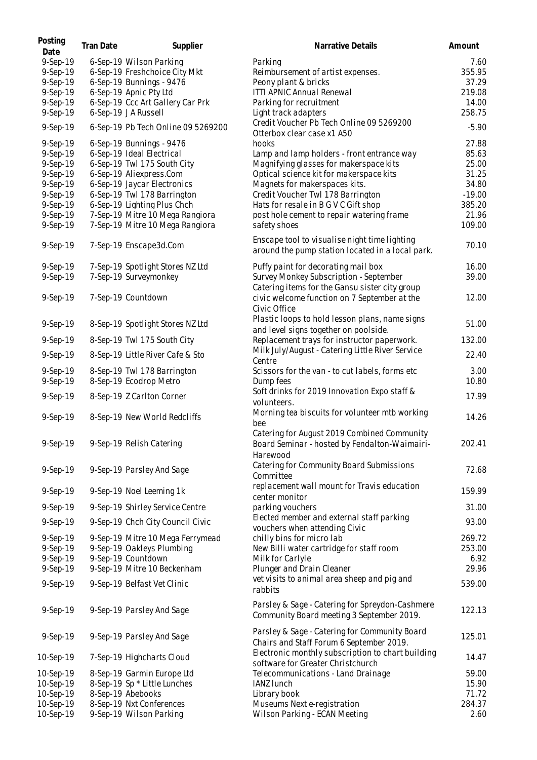| Posting Date | Tran Date | Supplier | Narrative Details | Amount |
|---|---|---|---|---|
| 9-Sep-19 | 6-Sep-19 | Wilson Parking | Parking | 7.60 |
| 9-Sep-19 | 6-Sep-19 | Freshchoice City Mkt | Reimbursement of artist expenses. | 355.95 |
| 9-Sep-19 | 6-Sep-19 | Bunnings - 9476 | Peony plant & bricks | 37.29 |
| 9-Sep-19 | 6-Sep-19 | Apnic Pty Ltd | ITTI APNIC Annual Renewal | 219.08 |
| 9-Sep-19 | 6-Sep-19 | Ccc Art Gallery Car Prk | Parking for recruitment | 14.00 |
| 9-Sep-19 | 6-Sep-19 | J A Russell | Light track adapters | 258.75 |
| 9-Sep-19 | 6-Sep-19 | Pb Tech Online 09 5269200 | Credit Voucher Pb Tech Online 09 5269200 Otterbox clear case x1 A50 | -5.90 |
| 9-Sep-19 | 6-Sep-19 | Bunnings - 9476 | hooks | 27.88 |
| 9-Sep-19 | 6-Sep-19 | Ideal Electrical | Lamp and lamp holders - front entrance way | 85.63 |
| 9-Sep-19 | 6-Sep-19 | Twl 175 South City | Magnifying glasses for makerspace kits | 25.00 |
| 9-Sep-19 | 6-Sep-19 | Aliexpress.Com | Optical science kit for makerspace kits | 31.25 |
| 9-Sep-19 | 6-Sep-19 | Jaycar Electronics | Magnets for makerspaces kits. | 34.80 |
| 9-Sep-19 | 6-Sep-19 | Twl 178 Barrington | Credit Voucher Twl 178 Barrington | -19.00 |
| 9-Sep-19 | 6-Sep-19 | Lighting Plus Chch | Hats for resale in B G V C Gift shop | 385.20 |
| 9-Sep-19 | 7-Sep-19 | Mitre 10 Mega Rangiora | post hole cement to repair watering frame | 21.96 |
| 9-Sep-19 | 7-Sep-19 | Mitre 10 Mega Rangiora | safety shoes | 109.00 |
| 9-Sep-19 | 7-Sep-19 | Enscape3d.Com | Enscape tool to visualise night time lighting around the pump station located in a local park. | 70.10 |
| 9-Sep-19 | 7-Sep-19 | Spotlight Stores NZ Ltd | Puffy paint for decorating mail box | 16.00 |
| 9-Sep-19 | 7-Sep-19 | Surveymonkey | Survey Monkey Subscription - September | 39.00 |
| 9-Sep-19 | 7-Sep-19 | Countdown | Catering items for the Gansu sister city group civic welcome function on 7 September at the Civic Office | 12.00 |
| 9-Sep-19 | 8-Sep-19 | Spotlight Stores NZ Ltd | Plastic loops to hold lesson plans, name signs and level signs together on poolside. | 51.00 |
| 9-Sep-19 | 8-Sep-19 | Twl 175 South City | Replacement trays for instructor paperwork. | 132.00 |
| 9-Sep-19 | 8-Sep-19 | Little River Cafe & Sto | Milk July/August - Catering Little River Service Centre | 22.40 |
| 9-Sep-19 | 8-Sep-19 | Twl 178 Barrington | Scissors for the van - to cut labels, forms etc | 3.00 |
| 9-Sep-19 | 8-Sep-19 | Ecodrop Metro | Dump fees | 10.80 |
| 9-Sep-19 | 8-Sep-19 | Z Carlton Corner | Soft drinks for 2019 Innovation Expo staff & volunteers. | 17.99 |
| 9-Sep-19 | 8-Sep-19 | New World Redcliffs | Morning tea biscuits for volunteer mtb working bee | 14.26 |
| 9-Sep-19 | 9-Sep-19 | Relish Catering | Catering for August 2019 Combined Community Board Seminar - hosted by Fendalton-Waimairi-Harewood | 202.41 |
| 9-Sep-19 | 9-Sep-19 | Parsley And Sage | Catering for Community Board Submissions Committee | 72.68 |
| 9-Sep-19 | 9-Sep-19 | Noel Leeming 1k | replacement wall mount for Travis education center monitor | 159.99 |
| 9-Sep-19 | 9-Sep-19 | Shirley Service Centre | parking vouchers | 31.00 |
| 9-Sep-19 | 9-Sep-19 | Chch City Council Civic | Elected member and external staff parking vouchers when attending Civic | 93.00 |
| 9-Sep-19 | 9-Sep-19 | Mitre 10 Mega Ferrymead | chilly bins for micro lab | 269.72 |
| 9-Sep-19 | 9-Sep-19 | Oakleys Plumbing | New Billi water cartridge for staff room | 253.00 |
| 9-Sep-19 | 9-Sep-19 | Countdown | Milk for Carlyle | 6.92 |
| 9-Sep-19 | 9-Sep-19 | Mitre 10 Beckenham | Plunger and Drain Cleaner | 29.96 |
| 9-Sep-19 | 9-Sep-19 | Belfast Vet Clinic | vet visits to animal area sheep and pig and rabbits | 539.00 |
| 9-Sep-19 | 9-Sep-19 | Parsley And Sage | Parsley & Sage - Catering for Spreydon-Cashmere Community Board meeting 3 September 2019. | 122.13 |
| 9-Sep-19 | 9-Sep-19 | Parsley And Sage | Parsley & Sage - Catering for Community Board Chairs and Staff Forum 6 September 2019. | 125.01 |
| 10-Sep-19 | 7-Sep-19 | Highcharts Cloud | Electronic monthly subscription to chart building software for Greater Christchurch | 14.47 |
| 10-Sep-19 | 8-Sep-19 | Garmin Europe Ltd | Telecommunications - Land Drainage | 59.00 |
| 10-Sep-19 | 8-Sep-19 | Sp * Little Lunches | IANZ lunch | 15.90 |
| 10-Sep-19 | 8-Sep-19 | Abebooks | Library book | 71.72 |
| 10-Sep-19 | 8-Sep-19 | Nxt Conferences | Museums Next e-registration | 284.37 |
| 10-Sep-19 | 9-Sep-19 | Wilson Parking | Wilson Parking - ECAN Meeting | 2.60 |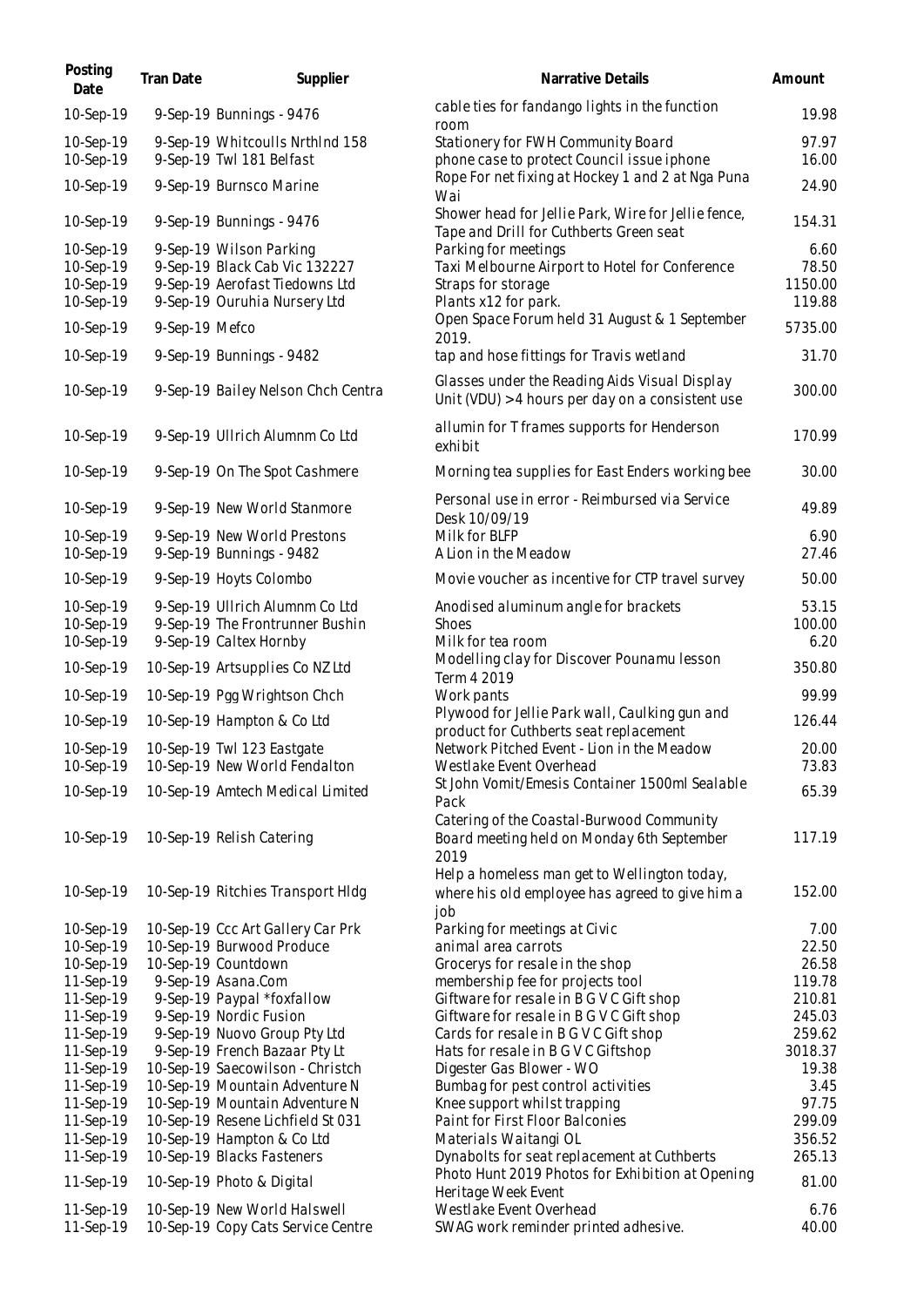| Posting Date | Tran Date | Supplier | Narrative Details | Amount |
|---|---|---|---|---|
| 10-Sep-19 | 9-Sep-19 | Bunnings - 9476 | cable ties for fandango lights in the function room | 19.98 |
| 10-Sep-19 | 9-Sep-19 | Whitcoulls Nrthlnd 158 | Stationery for FWH Community Board | 97.97 |
| 10-Sep-19 | 9-Sep-19 | Twl 181 Belfast | phone case to protect Council issue iphone | 16.00 |
| 10-Sep-19 | 9-Sep-19 | Burnsco Marine | Rope For net fixing at Hockey 1 and 2 at Nga Puna Wai | 24.90 |
| 10-Sep-19 | 9-Sep-19 | Bunnings - 9476 | Shower head for Jellie Park, Wire for Jellie fence, Tape and Drill for Cuthberts Green seat | 154.31 |
| 10-Sep-19 | 9-Sep-19 | Wilson Parking | Parking for meetings | 6.60 |
| 10-Sep-19 | 9-Sep-19 | Black Cab Vic 132227 | Taxi Melbourne Airport to Hotel for Conference | 78.50 |
| 10-Sep-19 | 9-Sep-19 | Aerofast Tiedowns Ltd | Straps for storage | 1150.00 |
| 10-Sep-19 | 9-Sep-19 | Ouruhia Nursery Ltd | Plants x12 for park. | 119.88 |
| 10-Sep-19 | 9-Sep-19 | Mefco | Open Space Forum held 31 August & 1 September 2019. | 5735.00 |
| 10-Sep-19 | 9-Sep-19 | Bunnings - 9482 | tap and hose fittings for Travis wetland | 31.70 |
| 10-Sep-19 | 9-Sep-19 | Bailey Nelson Chch Centra | Glasses under the Reading Aids Visual Display Unit (VDU) >4 hours per day on a consistent use | 300.00 |
| 10-Sep-19 | 9-Sep-19 | Ullrich Alumnm Co Ltd | allumin for T frames supports for Henderson exhibit | 170.99 |
| 10-Sep-19 | 9-Sep-19 | On The Spot Cashmere | Morning tea supplies for East Enders working bee | 30.00 |
| 10-Sep-19 | 9-Sep-19 | New World Stanmore | Personal use in error - Reimbursed via Service Desk 10/09/19 | 49.89 |
| 10-Sep-19 | 9-Sep-19 | New World Prestons | Milk for BLFP | 6.90 |
| 10-Sep-19 | 9-Sep-19 | Bunnings - 9482 | A Lion in the Meadow | 27.46 |
| 10-Sep-19 | 9-Sep-19 | Hoyts Colombo | Movie voucher as incentive for CTP travel survey | 50.00 |
| 10-Sep-19 | 9-Sep-19 | Ullrich Alumnm Co Ltd | Anodised aluminum angle for brackets | 53.15 |
| 10-Sep-19 | 9-Sep-19 | The Frontrunner Bushin | Shoes | 100.00 |
| 10-Sep-19 | 9-Sep-19 | Caltex Hornby | Milk for tea room | 6.20 |
| 10-Sep-19 | 10-Sep-19 | Artsupplies Co NZ Ltd | Modelling clay for Discover Pounamu lesson Term 4 2019 | 350.80 |
| 10-Sep-19 | 10-Sep-19 | Pgg Wrightson Chch | Work pants | 99.99 |
| 10-Sep-19 | 10-Sep-19 | Hampton & Co Ltd | Plywood for Jellie Park wall, Caulking gun and product for Cuthberts seat replacement | 126.44 |
| 10-Sep-19 | 10-Sep-19 | Twl 123 Eastgate | Network Pitched Event - Lion in the Meadow | 20.00 |
| 10-Sep-19 | 10-Sep-19 | New World Fendalton | Westlake Event Overhead | 73.83 |
| 10-Sep-19 | 10-Sep-19 | Amtech Medical Limited | St John Vomit/Emesis Container 1500ml Sealable Pack | 65.39 |
| 10-Sep-19 | 10-Sep-19 | Relish Catering | Catering of the Coastal-Burwood Community Board meeting held on Monday 6th September 2019 | 117.19 |
| 10-Sep-19 | 10-Sep-19 | Ritchies Transport Hldg | Help a homeless man get to Wellington today, where his old employee has agreed to give him a job | 152.00 |
| 10-Sep-19 | 10-Sep-19 | Ccc Art Gallery Car Prk | Parking for meetings at Civic | 7.00 |
| 10-Sep-19 | 10-Sep-19 | Burwood Produce | animal area carrots | 22.50 |
| 10-Sep-19 | 10-Sep-19 | Countdown | Grocerys for resale in the shop | 26.58 |
| 11-Sep-19 | 9-Sep-19 | Asana.Com | membership fee for projects tool | 119.78 |
| 11-Sep-19 | 9-Sep-19 | Paypal *foxfallow | Giftware for resale in B G V C Gift shop | 210.81 |
| 11-Sep-19 | 9-Sep-19 | Nordic Fusion | Giftware for resale in B G V C Gift shop | 245.03 |
| 11-Sep-19 | 9-Sep-19 | Nuovo Group Pty Ltd | Cards for resale in B G V C Gift shop | 259.62 |
| 11-Sep-19 | 9-Sep-19 | French Bazaar Pty Lt | Hats for resale in B G V C Giftshop | 3018.37 |
| 11-Sep-19 | 10-Sep-19 | Saecowilson - Christch | Digester Gas Blower - WO | 19.38 |
| 11-Sep-19 | 10-Sep-19 | Mountain Adventure N | Bumbag for pest control activities | 3.45 |
| 11-Sep-19 | 10-Sep-19 | Mountain Adventure N | Knee support whilst trapping | 97.75 |
| 11-Sep-19 | 10-Sep-19 | Resene Lichfield St 031 | Paint for First Floor Balconies | 299.09 |
| 11-Sep-19 | 10-Sep-19 | Hampton & Co Ltd | Materials Waitangi OL | 356.52 |
| 11-Sep-19 | 10-Sep-19 | Blacks Fasteners | Dynabolts for seat replacement at Cuthberts | 265.13 |
| 11-Sep-19 | 10-Sep-19 | Photo & Digital | Photo Hunt 2019 Photos for Exhibition at Opening Heritage Week Event | 81.00 |
| 11-Sep-19 | 10-Sep-19 | New World Halswell | Westlake Event Overhead | 6.76 |
| 11-Sep-19 | 10-Sep-19 | Copy Cats Service Centre | SWAG work reminder printed adhesive. | 40.00 |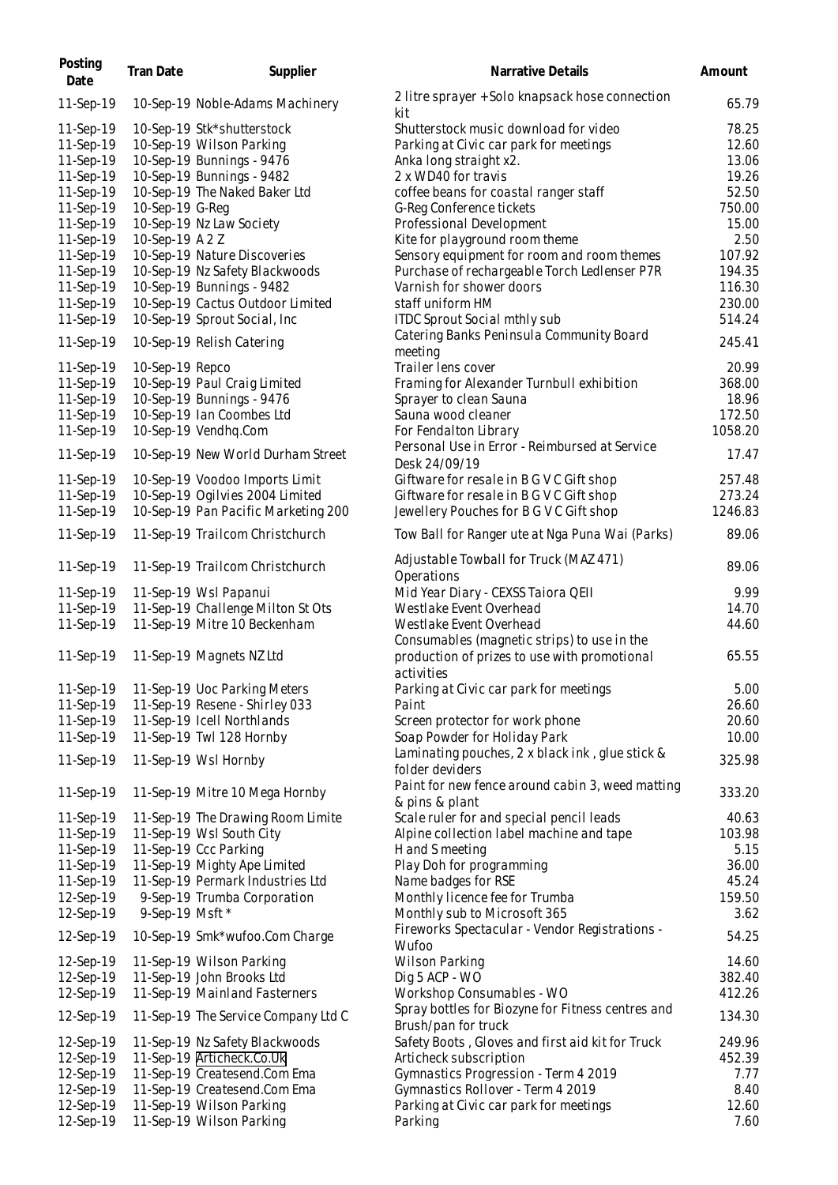| Posting Date | Tran Date | Supplier | Narrative Details | Amount |
|---|---|---|---|---|
| 11-Sep-19 | 10-Sep-19 | Noble-Adams Machinery | 2 litre sprayer + Solo knapsack hose connection kit | 65.79 |
| 11-Sep-19 | 10-Sep-19 | Stk*shutterstock | Shutterstock music download for video | 78.25 |
| 11-Sep-19 | 10-Sep-19 | Wilson Parking | Parking at Civic car park for meetings | 12.60 |
| 11-Sep-19 | 10-Sep-19 | Bunnings - 9476 | Anka long straight x2. | 13.06 |
| 11-Sep-19 | 10-Sep-19 | Bunnings - 9482 | 2 x WD40 for travis | 19.26 |
| 11-Sep-19 | 10-Sep-19 | The Naked Baker Ltd | coffee beans for coastal ranger staff | 52.50 |
| 11-Sep-19 | 10-Sep-19 | G-Reg | G-Reg Conference tickets | 750.00 |
| 11-Sep-19 | 10-Sep-19 | Nz Law Society | Professional Development | 15.00 |
| 11-Sep-19 | 10-Sep-19 | A 2 Z | Kite for playground room theme | 2.50 |
| 11-Sep-19 | 10-Sep-19 | Nature Discoveries | Sensory equipment for room and room themes | 107.92 |
| 11-Sep-19 | 10-Sep-19 | Nz Safety Blackwoods | Purchase of rechargeable Torch Ledlenser P7R | 194.35 |
| 11-Sep-19 | 10-Sep-19 | Bunnings - 9482 | Varnish for shower doors | 116.30 |
| 11-Sep-19 | 10-Sep-19 | Cactus Outdoor Limited | staff uniform HM | 230.00 |
| 11-Sep-19 | 10-Sep-19 | Sprout Social, Inc | ITDC Sprout Social mthly sub | 514.24 |
| 11-Sep-19 | 10-Sep-19 | Relish Catering | Catering Banks Peninsula Community Board meeting | 245.41 |
| 11-Sep-19 | 10-Sep-19 | Repco | Trailer lens cover | 20.99 |
| 11-Sep-19 | 10-Sep-19 | Paul Craig Limited | Framing for Alexander Turnbull exhibition | 368.00 |
| 11-Sep-19 | 10-Sep-19 | Bunnings - 9476 | Sprayer to clean Sauna | 18.96 |
| 11-Sep-19 | 10-Sep-19 | Ian Coombes Ltd | Sauna wood cleaner | 172.50 |
| 11-Sep-19 | 10-Sep-19 | Vendhq.Com | For Fendalton Library | 1058.20 |
| 11-Sep-19 | 10-Sep-19 | New World Durham Street | Personal Use in Error - Reimbursed at Service Desk 24/09/19 | 17.47 |
| 11-Sep-19 | 10-Sep-19 | Voodoo Imports Limit | Giftware for resale in B G V C Gift shop | 257.48 |
| 11-Sep-19 | 10-Sep-19 | Ogilvies 2004 Limited | Giftware for resale in B G V C Gift shop | 273.24 |
| 11-Sep-19 | 10-Sep-19 | Pan Pacific Marketing 200 | Jewellery Pouches for B G V C Gift shop | 1246.83 |
| 11-Sep-19 | 11-Sep-19 | Trailcom Christchurch | Tow Ball for Ranger ute at Nga Puna Wai (Parks) | 89.06 |
| 11-Sep-19 | 11-Sep-19 | Trailcom Christchurch | Adjustable Towball for Truck (MAZ 471) Operations | 89.06 |
| 11-Sep-19 | 11-Sep-19 | Wsl Papanui | Mid Year Diary - CEXSS Taiora QEII | 9.99 |
| 11-Sep-19 | 11-Sep-19 | Challenge Milton St Ots | Westlake Event Overhead | 14.70 |
| 11-Sep-19 | 11-Sep-19 | Mitre 10 Beckenham | Westlake Event Overhead | 44.60 |
| 11-Sep-19 | 11-Sep-19 | Magnets NZ Ltd | Consumables (magnetic strips) to use in the production of prizes to use with promotional activities | 65.55 |
| 11-Sep-19 | 11-Sep-19 | Uoc Parking Meters | Parking at Civic car park for meetings | 5.00 |
| 11-Sep-19 | 11-Sep-19 | Resene - Shirley 033 | Paint | 26.60 |
| 11-Sep-19 | 11-Sep-19 | Icell Northlands | Screen protector for work phone | 20.60 |
| 11-Sep-19 | 11-Sep-19 | Twl 128 Hornby | Soap Powder for Holiday Park | 10.00 |
| 11-Sep-19 | 11-Sep-19 | Wsl Hornby | Laminating pouches, 2 x black ink , glue stick & folder deviders | 325.98 |
| 11-Sep-19 | 11-Sep-19 | Mitre 10 Mega Hornby | Paint for new fence around cabin 3, weed matting & pins & plant | 333.20 |
| 11-Sep-19 | 11-Sep-19 | The Drawing Room Limite | Scale ruler for and special pencil leads | 40.63 |
| 11-Sep-19 | 11-Sep-19 | Wsl South City | Alpine collection label machine and tape | 103.98 |
| 11-Sep-19 | 11-Sep-19 | Ccc Parking | H and S meeting | 5.15 |
| 11-Sep-19 | 11-Sep-19 | Mighty Ape Limited | Play Doh for programming | 36.00 |
| 11-Sep-19 | 11-Sep-19 | Permark Industries Ltd | Name badges for RSE | 45.24 |
| 12-Sep-19 | 9-Sep-19 | Trumba Corporation | Monthly licence fee for Trumba | 159.50 |
| 12-Sep-19 | 9-Sep-19 | Msft * | Monthly sub to Microsoft 365 | 3.62 |
| 12-Sep-19 | 10-Sep-19 | Smk*wufoo.Com Charge | Fireworks Spectacular - Vendor Registrations - Wufoo | 54.25 |
| 12-Sep-19 | 11-Sep-19 | Wilson Parking | Wilson Parking | 14.60 |
| 12-Sep-19 | 11-Sep-19 | John Brooks Ltd | Dig 5 ACP - WO | 382.40 |
| 12-Sep-19 | 11-Sep-19 | Mainland Fasterners | Workshop Consumables - WO | 412.26 |
| 12-Sep-19 | 11-Sep-19 | The Service Company Ltd C | Spray bottles for Biozyne for Fitness centres and Brush/pan for truck | 134.30 |
| 12-Sep-19 | 11-Sep-19 | Nz Safety Blackwoods | Safety Boots , Gloves and first aid kit for Truck | 249.96 |
| 12-Sep-19 | 11-Sep-19 | Articheck.Co.Uk | Articheck subscription | 452.39 |
| 12-Sep-19 | 11-Sep-19 | Createsend.Com Ema | Gymnastics Progression - Term 4 2019 | 7.77 |
| 12-Sep-19 | 11-Sep-19 | Createsend.Com Ema | Gymnastics Rollover - Term 4 2019 | 8.40 |
| 12-Sep-19 | 11-Sep-19 | Wilson Parking | Parking at Civic car park for meetings | 12.60 |
| 12-Sep-19 | 11-Sep-19 | Wilson Parking | Parking | 7.60 |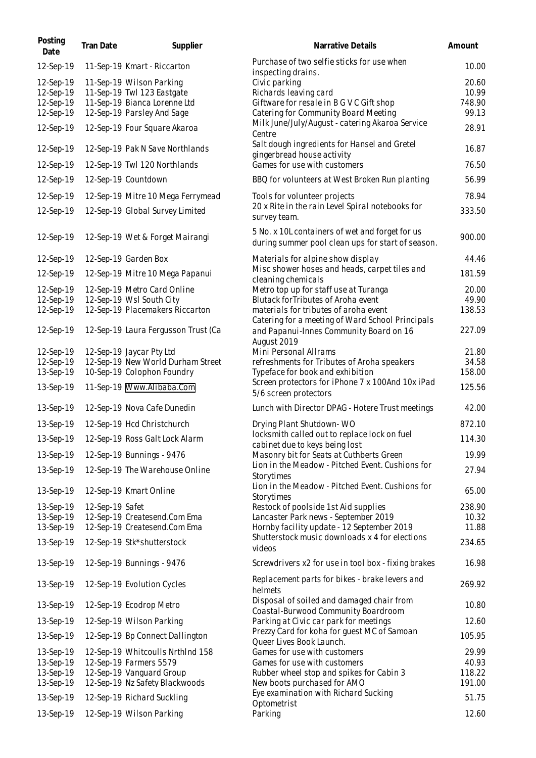| Posting Date | Tran Date | Supplier | Narrative Details | Amount |
|---|---|---|---|---|
| 12-Sep-19 | 11-Sep-19 | Kmart - Riccarton | Purchase of two selfie sticks for use when inspecting drains. | 10.00 |
| 12-Sep-19 | 11-Sep-19 | Wilson Parking | Civic parking | 20.60 |
| 12-Sep-19 | 11-Sep-19 | Twl 123 Eastgate | Richards leaving card | 10.99 |
| 12-Sep-19 | 11-Sep-19 | Bianca Lorenne Ltd | Giftware for resale in B G V C Gift shop | 748.90 |
| 12-Sep-19 | 12-Sep-19 | Parsley And Sage | Catering for Community Board Meeting | 99.13 |
| 12-Sep-19 | 12-Sep-19 | Four Square Akaroa | Milk June/July/August - catering Akaroa Service Centre | 28.91 |
| 12-Sep-19 | 12-Sep-19 | Pak N Save Northlands | Salt dough ingredients for Hansel and Gretel gingerbread house activity | 16.87 |
| 12-Sep-19 | 12-Sep-19 | Twl 120 Northlands | Games for use with customers | 76.50 |
| 12-Sep-19 | 12-Sep-19 | Countdown | BBQ for volunteers at West Broken Run planting | 56.99 |
| 12-Sep-19 | 12-Sep-19 | Mitre 10 Mega Ferrymead | Tools for volunteer projects | 78.94 |
| 12-Sep-19 | 12-Sep-19 | Global Survey Limited | 20 x Rite in the rain Level Spiral notebooks for survey team. | 333.50 |
| 12-Sep-19 | 12-Sep-19 | Wet & Forget Mairangi | 5 No. x 10L containers of wet and forget for us during summer pool clean ups for start of season. | 900.00 |
| 12-Sep-19 | 12-Sep-19 | Garden Box | Materials for alpine show display | 44.46 |
| 12-Sep-19 | 12-Sep-19 | Mitre 10 Mega Papanui | Misc shower hoses and heads, carpet tiles and cleaning chemicals | 181.59 |
| 12-Sep-19 | 12-Sep-19 | Metro Card Online | Metro top up for staff use at Turanga | 20.00 |
| 12-Sep-19 | 12-Sep-19 | Wsl South City | Blutack forTributes of Aroha event | 49.90 |
| 12-Sep-19 | 12-Sep-19 | Placemakers Riccarton | materials for tributes of aroha event | 138.53 |
| 12-Sep-19 | 12-Sep-19 | Laura Fergusson Trust (Ca | Catering for a meeting of Ward School Principals and Papanui-Innes Community Board on 16 August 2019 | 227.09 |
| 12-Sep-19 | 12-Sep-19 | Jaycar Pty Ltd | Mini Personal Allrams | 21.80 |
| 12-Sep-19 | 12-Sep-19 | New World Durham Street | refreshments for Tributes of Aroha speakers | 34.58 |
| 13-Sep-19 | 10-Sep-19 | Colophon Foundry | Typeface for book and exhibition | 158.00 |
| 13-Sep-19 | 11-Sep-19 | Www.Alibaba.Com | Screen protectors for iPhone 7 x 100And 10x iPad 5/6 screen protectors | 125.56 |
| 13-Sep-19 | 12-Sep-19 | Nova Cafe Dunedin | Lunch with Director DPAG - Hotere Trust meetings | 42.00 |
| 13-Sep-19 | 12-Sep-19 | Hcd Christchurch | Drying Plant Shutdown- WO | 872.10 |
| 13-Sep-19 | 12-Sep-19 | Ross Galt Lock Alarm | locksmith called out to replace lock on fuel cabinet due to keys being lost | 114.30 |
| 13-Sep-19 | 12-Sep-19 | Bunnings - 9476 | Masonry bit for Seats at Cuthberts Green | 19.99 |
| 13-Sep-19 | 12-Sep-19 | The Warehouse Online | Lion in the Meadow - Pitched Event. Cushions for Storytimes | 27.94 |
| 13-Sep-19 | 12-Sep-19 | Kmart Online | Lion in the Meadow - Pitched Event. Cushions for Storytimes | 65.00 |
| 13-Sep-19 | 12-Sep-19 | Safet | Restock of poolside 1st Aid supplies | 238.90 |
| 13-Sep-19 | 12-Sep-19 | Createsend.Com Ema | Lancaster Park news - September 2019 | 10.32 |
| 13-Sep-19 | 12-Sep-19 | Createsend.Com Ema | Hornby facility update - 12 September 2019 | 11.88 |
| 13-Sep-19 | 12-Sep-19 | Stk*shutterstock | Shutterstock music downloads x 4 for elections videos | 234.65 |
| 13-Sep-19 | 12-Sep-19 | Bunnings - 9476 | Screwdrivers x2 for use in tool box - fixing brakes | 16.98 |
| 13-Sep-19 | 12-Sep-19 | Evolution Cycles | Replacement parts for bikes - brake levers and helmets | 269.92 |
| 13-Sep-19 | 12-Sep-19 | Ecodrop Metro | Disposal of soiled and damaged chair from Coastal-Burwood Community Boardroom | 10.80 |
| 13-Sep-19 | 12-Sep-19 | Wilson Parking | Parking at Civic car park for meetings | 12.60 |
| 13-Sep-19 | 12-Sep-19 | Bp Connect Dallington | Prezzy Card for koha for guest MC of Samoan Queer Lives Book Launch. | 105.95 |
| 13-Sep-19 | 12-Sep-19 | Whitcoulls Nrthlnd 158 | Games for use with customers | 29.99 |
| 13-Sep-19 | 12-Sep-19 | Farmers 5579 | Games for use with customers | 40.93 |
| 13-Sep-19 | 12-Sep-19 | Vanguard Group | Rubber wheel stop and spikes for Cabin 3 | 118.22 |
| 13-Sep-19 | 12-Sep-19 | Nz Safety Blackwoods | New boots purchased for AMO | 191.00 |
| 13-Sep-19 | 12-Sep-19 | Richard Suckling | Eye examination with Richard Sucking Optometrist | 51.75 |
| 13-Sep-19 | 12-Sep-19 | Wilson Parking | Parking | 12.60 |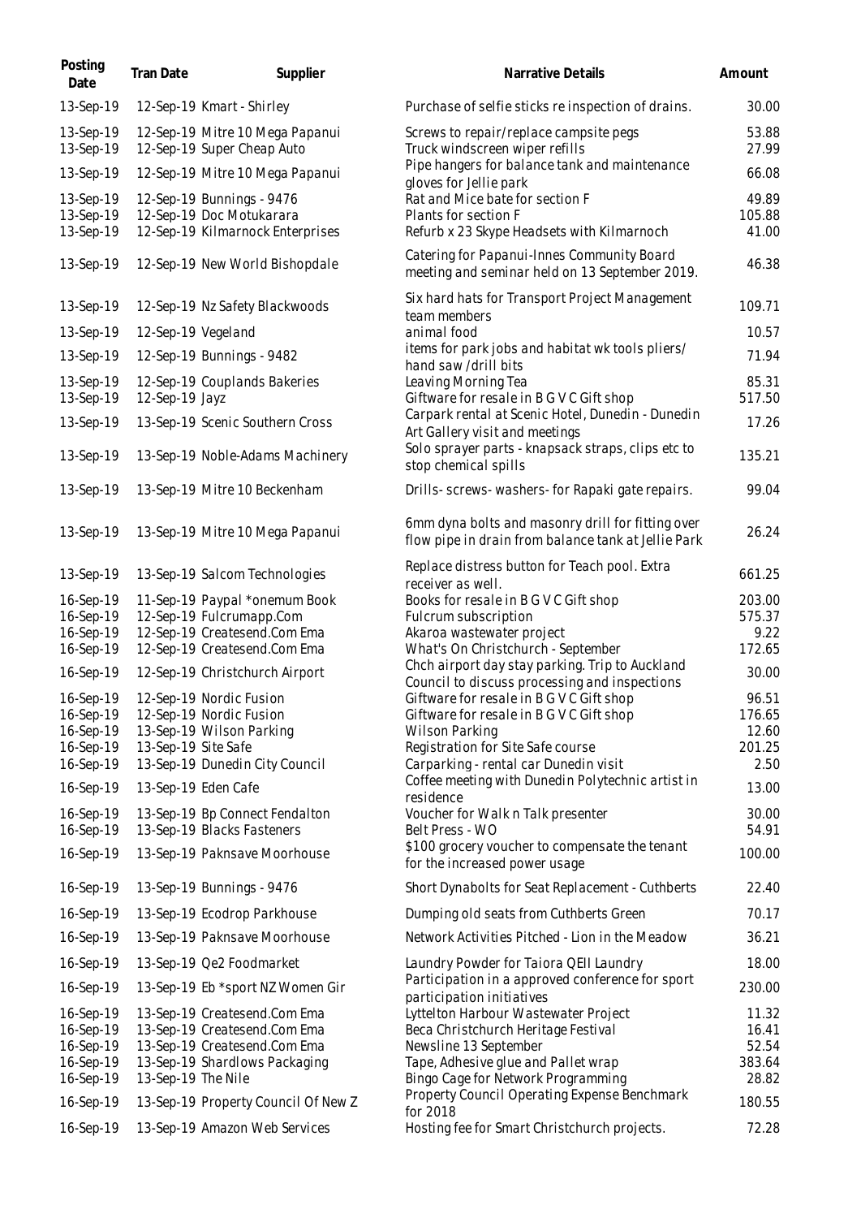| Posting Date | Tran Date | Supplier | Narrative Details | Amount |
|---|---|---|---|---|
| 13-Sep-19 | 12-Sep-19 | Kmart - Shirley | Purchase of selfie sticks re inspection of drains. | 30.00 |
| 13-Sep-19 | 12-Sep-19 | Mitre 10 Mega Papanui | Screws to repair/replace campsite pegs | 53.88 |
| 13-Sep-19 | 12-Sep-19 | Super Cheap Auto | Truck windscreen wiper refills | 27.99 |
| 13-Sep-19 | 12-Sep-19 | Mitre 10 Mega Papanui | Pipe hangers for balance tank and maintenance gloves for Jellie park | 66.08 |
| 13-Sep-19 | 12-Sep-19 | Bunnings - 9476 | Rat and Mice bate for section F | 49.89 |
| 13-Sep-19 | 12-Sep-19 | Doc Motukarara | Plants for section F | 105.88 |
| 13-Sep-19 | 12-Sep-19 | Kilmarnock Enterprises | Refurb x 23 Skype Headsets with Kilmarnoch | 41.00 |
| 13-Sep-19 | 12-Sep-19 | New World Bishopdale | Catering for Papanui-Innes Community Board meeting and seminar held on 13 September 2019. | 46.38 |
| 13-Sep-19 | 12-Sep-19 | Nz Safety Blackwoods | Six hard hats for Transport Project Management team members | 109.71 |
| 13-Sep-19 | 12-Sep-19 | Vegeland | animal food | 10.57 |
| 13-Sep-19 | 12-Sep-19 | Bunnings - 9482 | items for park jobs and habitat wk tools pliers/ hand saw /drill bits | 71.94 |
| 13-Sep-19 | 12-Sep-19 | Couplands Bakeries | Leaving Morning Tea | 85.31 |
| 13-Sep-19 | 12-Sep-19 | Jayz | Giftware for resale in B G V C Gift shop | 517.50 |
| 13-Sep-19 | 13-Sep-19 | Scenic Southern Cross | Carpark rental at Scenic Hotel, Dunedin - Dunedin Art Gallery visit and meetings | 17.26 |
| 13-Sep-19 | 13-Sep-19 | Noble-Adams Machinery | Solo sprayer parts - knapsack straps, clips etc to stop chemical spills | 135.21 |
| 13-Sep-19 | 13-Sep-19 | Mitre 10 Beckenham | Drills- screws- washers- for Rapaki gate repairs. | 99.04 |
| 13-Sep-19 | 13-Sep-19 | Mitre 10 Mega Papanui | 6mm dyna bolts and masonry drill for fitting over flow pipe in drain from balance tank at Jellie Park | 26.24 |
| 13-Sep-19 | 13-Sep-19 | Salcom Technologies | Replace distress button for Teach pool. Extra receiver as well. | 661.25 |
| 16-Sep-19 | 11-Sep-19 | Paypal *onemum Book | Books for resale in B G V C Gift shop | 203.00 |
| 16-Sep-19 | 12-Sep-19 | Fulcrumapp.Com | Fulcrum subscription | 575.37 |
| 16-Sep-19 | 12-Sep-19 | Createsend.Com Ema | Akaroa wastewater project | 9.22 |
| 16-Sep-19 | 12-Sep-19 | Createsend.Com Ema | What's On Christchurch - September | 172.65 |
| 16-Sep-19 | 12-Sep-19 | Christchurch Airport | Chch airport day stay parking. Trip to Auckland Council to discuss processing and inspections | 30.00 |
| 16-Sep-19 | 12-Sep-19 | Nordic Fusion | Giftware for resale in B G V C Gift shop | 96.51 |
| 16-Sep-19 | 12-Sep-19 | Nordic Fusion | Giftware for resale in B G V C Gift shop | 176.65 |
| 16-Sep-19 | 13-Sep-19 | Wilson Parking | Wilson Parking | 12.60 |
| 16-Sep-19 | 13-Sep-19 | Site Safe | Registration for Site Safe course | 201.25 |
| 16-Sep-19 | 13-Sep-19 | Dunedin City Council | Carparking - rental car Dunedin visit | 2.50 |
| 16-Sep-19 | 13-Sep-19 | Eden Cafe | Coffee meeting with Dunedin Polytechnic artist in residence | 13.00 |
| 16-Sep-19 | 13-Sep-19 | Bp Connect Fendalton | Voucher for Walk n Talk presenter | 30.00 |
| 16-Sep-19 | 13-Sep-19 | Blacks Fasteners | Belt Press - WO | 54.91 |
| 16-Sep-19 | 13-Sep-19 | Paknsave Moorhouse | $100 grocery voucher to compensate the tenant for the increased power usage | 100.00 |
| 16-Sep-19 | 13-Sep-19 | Bunnings - 9476 | Short Dynabolts for Seat Replacement - Cuthberts | 22.40 |
| 16-Sep-19 | 13-Sep-19 | Ecodrop Parkhouse | Dumping old seats from Cuthberts Green | 70.17 |
| 16-Sep-19 | 13-Sep-19 | Paknsave Moorhouse | Network Activities Pitched - Lion in the Meadow | 36.21 |
| 16-Sep-19 | 13-Sep-19 | Qe2 Foodmarket | Laundry Powder for Taiora QEII Laundry | 18.00 |
| 16-Sep-19 | 13-Sep-19 | Eb *sport NZ Women Gir | Participation in a approved conference for sport participation initiatives | 230.00 |
| 16-Sep-19 | 13-Sep-19 | Createsend.Com Ema | Lyttelton Harbour Wastewater Project | 11.32 |
| 16-Sep-19 | 13-Sep-19 | Createsend.Com Ema | Beca Christchurch Heritage Festival | 16.41 |
| 16-Sep-19 | 13-Sep-19 | Createsend.Com Ema | Newsline 13 September | 52.54 |
| 16-Sep-19 | 13-Sep-19 | Shardlows Packaging | Tape, Adhesive glue and Pallet wrap | 383.64 |
| 16-Sep-19 | 13-Sep-19 | The Nile | Bingo Cage for Network Programming | 28.82 |
| 16-Sep-19 | 13-Sep-19 | Property Council Of New Z | Property Council Operating Expense Benchmark for 2018 | 180.55 |
| 16-Sep-19 | 13-Sep-19 | Amazon Web Services | Hosting fee for Smart Christchurch projects. | 72.28 |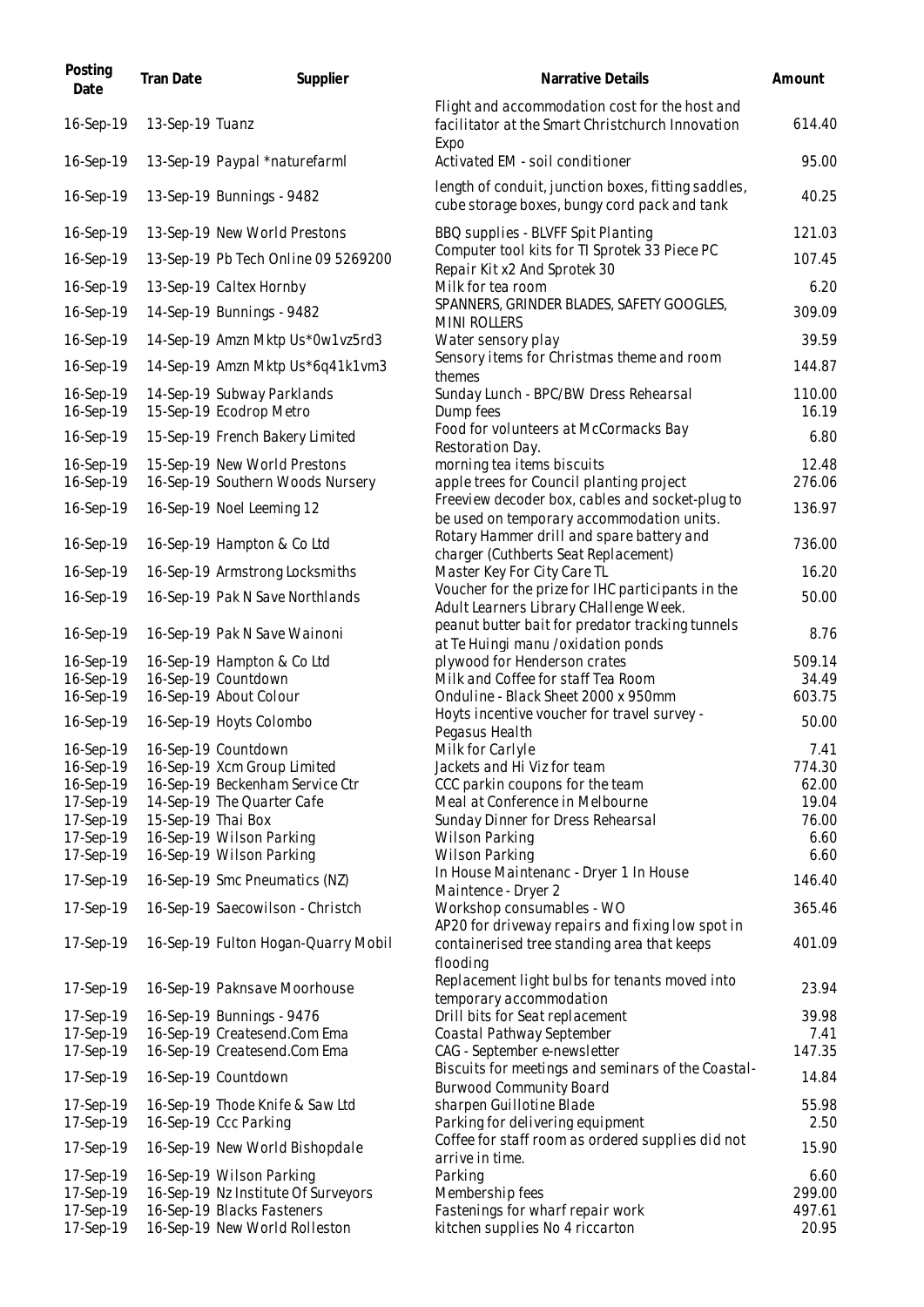| Posting Date | Tran Date | Supplier | Narrative Details | Amount |
|---|---|---|---|---|
| 16-Sep-19 | 13-Sep-19 | Tuanz | Flight and accommodation cost for the host and facilitator at the Smart Christchurch Innovation Expo | 614.40 |
| 16-Sep-19 | 13-Sep-19 | Paypal *naturefarml | Activated EM - soil conditioner | 95.00 |
| 16-Sep-19 | 13-Sep-19 | Bunnings - 9482 | length of conduit, junction boxes, fitting saddles, cube storage boxes, bungy cord pack and tank | 40.25 |
| 16-Sep-19 | 13-Sep-19 | New World Prestons | BBQ supplies - BLVFF Spit Planting | 121.03 |
| 16-Sep-19 | 13-Sep-19 | Pb Tech Online 09 5269200 | Computer tool kits for TI Sprotek 33 Piece PC Repair Kit x2 And Sprotek 30 | 107.45 |
| 16-Sep-19 | 13-Sep-19 | Caltex Hornby | Milk for tea room | 6.20 |
| 16-Sep-19 | 14-Sep-19 | Bunnings - 9482 | SPANNERS, GRINDER BLADES, SAFETY GOOGLES, MINI ROLLERS | 309.09 |
| 16-Sep-19 | 14-Sep-19 | Amzn Mktp Us*0w1vz5rd3 | Water sensory play | 39.59 |
| 16-Sep-19 | 14-Sep-19 | Amzn Mktp Us*6q41k1vm3 | Sensory items for Christmas theme and room themes | 144.87 |
| 16-Sep-19 | 14-Sep-19 | Subway Parklands | Sunday Lunch - BPC/BW Dress Rehearsal | 110.00 |
| 16-Sep-19 | 15-Sep-19 | Ecodrop Metro | Dump fees | 16.19 |
| 16-Sep-19 | 15-Sep-19 | French Bakery Limited | Food for volunteers at McCormacks Bay Restoration Day. | 6.80 |
| 16-Sep-19 | 15-Sep-19 | New World Prestons | morning tea items biscuits | 12.48 |
| 16-Sep-19 | 16-Sep-19 | Southern Woods Nursery | apple trees for Council planting project | 276.06 |
| 16-Sep-19 | 16-Sep-19 | Noel Leeming 12 | Freeview decoder box, cables and socket-plug to be used on temporary accommodation units. | 136.97 |
| 16-Sep-19 | 16-Sep-19 | Hampton & Co Ltd | Rotary Hammer drill and spare battery and charger (Cuthberts Seat Replacement) | 736.00 |
| 16-Sep-19 | 16-Sep-19 | Armstrong Locksmiths | Master Key For City Care TL | 16.20 |
| 16-Sep-19 | 16-Sep-19 | Pak N Save Northlands | Voucher for the prize for IHC participants in the Adult Learners Library CHallenge Week. | 50.00 |
| 16-Sep-19 | 16-Sep-19 | Pak N Save Wainoni | peanut butter bait for predator tracking tunnels at Te Huingi manu /oxidation ponds | 8.76 |
| 16-Sep-19 | 16-Sep-19 | Hampton & Co Ltd | plywood for Henderson crates | 509.14 |
| 16-Sep-19 | 16-Sep-19 | Countdown | Milk and Coffee for staff Tea Room | 34.49 |
| 16-Sep-19 | 16-Sep-19 | About Colour | Onduline - Black Sheet 2000 x 950mm | 603.75 |
| 16-Sep-19 | 16-Sep-19 | Hoyts Colombo | Hoyts incentive voucher for travel survey - Pegasus Health | 50.00 |
| 16-Sep-19 | 16-Sep-19 | Countdown | Milk for Carlyle | 7.41 |
| 16-Sep-19 | 16-Sep-19 | Xcm Group Limited | Jackets and Hi Viz for team | 774.30 |
| 16-Sep-19 | 16-Sep-19 | Beckenham Service Ctr | CCC parkin coupons for the team | 62.00 |
| 17-Sep-19 | 14-Sep-19 | The Quarter Cafe | Meal at Conference in Melbourne | 19.04 |
| 17-Sep-19 | 15-Sep-19 | Thai Box | Sunday Dinner for Dress Rehearsal | 76.00 |
| 17-Sep-19 | 16-Sep-19 | Wilson Parking | Wilson Parking | 6.60 |
| 17-Sep-19 | 16-Sep-19 | Wilson Parking | Wilson Parking | 6.60 |
| 17-Sep-19 | 16-Sep-19 | Smc Pneumatics (NZ) | In House Maintenanc - Dryer 1 In House Maintence - Dryer 2 | 146.40 |
| 17-Sep-19 | 16-Sep-19 | Saecowilson - Christch | Workshop consumables - WO | 365.46 |
| 17-Sep-19 | 16-Sep-19 | Fulton Hogan-Quarry Mobil | AP20 for driveway repairs and fixing low spot in containerised tree standing area that keeps flooding | 401.09 |
| 17-Sep-19 | 16-Sep-19 | Paknsave Moorhouse | Replacement light bulbs for tenants moved into temporary accommodation | 23.94 |
| 17-Sep-19 | 16-Sep-19 | Bunnings - 9476 | Drill bits for Seat replacement | 39.98 |
| 17-Sep-19 | 16-Sep-19 | Createsend.Com Ema | Coastal Pathway September | 7.41 |
| 17-Sep-19 | 16-Sep-19 | Createsend.Com Ema | CAG - September e-newsletter | 147.35 |
| 17-Sep-19 | 16-Sep-19 | Countdown | Biscuits for meetings and seminars of the Coastal-Burwood Community Board | 14.84 |
| 17-Sep-19 | 16-Sep-19 | Thode Knife & Saw Ltd | sharpen Guillotine Blade | 55.98 |
| 17-Sep-19 | 16-Sep-19 | Ccc Parking | Parking for delivering equipment | 2.50 |
| 17-Sep-19 | 16-Sep-19 | New World Bishopdale | Coffee for staff room as ordered supplies did not arrive in time. | 15.90 |
| 17-Sep-19 | 16-Sep-19 | Wilson Parking | Parking | 6.60 |
| 17-Sep-19 | 16-Sep-19 | Nz Institute Of Surveyors | Membership fees | 299.00 |
| 17-Sep-19 | 16-Sep-19 | Blacks Fasteners | Fastenings for wharf repair work | 497.61 |
| 17-Sep-19 | 16-Sep-19 | New World Rolleston | kitchen supplies No 4 riccarton | 20.95 |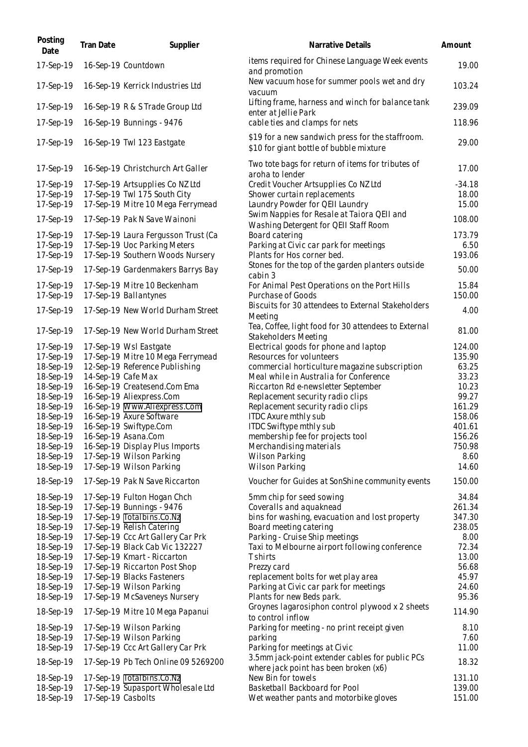| Posting Date | Tran Date | Supplier | Narrative Details | Amount |
|---|---|---|---|---|
| 17-Sep-19 | 16-Sep-19 | Countdown | items required for Chinese Language Week events and promotion | 19.00 |
| 17-Sep-19 | 16-Sep-19 | Kerrick Industries Ltd | New vacuum hose for summer pools wet and dry vacuum | 103.24 |
| 17-Sep-19 | 16-Sep-19 | R & S Trade Group Ltd | Lifting frame, harness and winch for balance tank enter at Jellie Park | 239.09 |
| 17-Sep-19 | 16-Sep-19 | Bunnings - 9476 | cable ties and clamps for nets | 118.96 |
| 17-Sep-19 | 16-Sep-19 | Twl 123 Eastgate | $19 for a new sandwich press for the staffroom. $10 for giant bottle of bubble mixture | 29.00 |
| 17-Sep-19 | 16-Sep-19 | Christchurch Art Galler | Two tote bags for return of items for tributes of aroha to lender | 17.00 |
| 17-Sep-19 | 17-Sep-19 | Artsupplies Co NZ Ltd | Credit Voucher Artsupplies Co NZ Ltd | -34.18 |
| 17-Sep-19 | 17-Sep-19 | Twl 175 South City | Shower curtain replacements | 18.00 |
| 17-Sep-19 | 17-Sep-19 | Mitre 10 Mega Ferrymead | Laundry Powder for QEII Laundry | 15.00 |
| 17-Sep-19 | 17-Sep-19 | Pak N Save Wainoni | Swim Nappies for Resale at Taiora QEII and Washing Detergent for QEII Staff Room | 108.00 |
| 17-Sep-19 | 17-Sep-19 | Laura Fergusson Trust (Ca | Board catering | 173.79 |
| 17-Sep-19 | 17-Sep-19 | Uoc Parking Meters | Parking at Civic car park for meetings | 6.50 |
| 17-Sep-19 | 17-Sep-19 | Southern Woods Nursery | Plants for Hos corner bed. | 193.06 |
| 17-Sep-19 | 17-Sep-19 | Gardenmakers Barrys Bay | Stones for the top of the garden planters outside cabin 3 | 50.00 |
| 17-Sep-19 | 17-Sep-19 | Mitre 10 Beckenham | For Animal Pest Operations on the Port Hills | 15.84 |
| 17-Sep-19 | 17-Sep-19 | Ballantynes | Purchase of Goods | 150.00 |
| 17-Sep-19 | 17-Sep-19 | New World Durham Street | Biscuits for 30 attendees to External Stakeholders Meeting | 4.00 |
| 17-Sep-19 | 17-Sep-19 | New World Durham Street | Tea, Coffee, light food for 30 attendees to External Stakeholders Meeting | 81.00 |
| 17-Sep-19 | 17-Sep-19 | Wsl Eastgate | Electrical goods for phone and laptop | 124.00 |
| 17-Sep-19 | 17-Sep-19 | Mitre 10 Mega Ferrymead | Resources for volunteers | 135.90 |
| 18-Sep-19 | 12-Sep-19 | Reference Publishing | commercial horticulture magazine subscription | 63.25 |
| 18-Sep-19 | 14-Sep-19 | Cafe Max | Meal while in Australia for Conference | 33.23 |
| 18-Sep-19 | 16-Sep-19 | Createsend.Com Ema | Riccarton Rd e-newsletter September | 10.23 |
| 18-Sep-19 | 16-Sep-19 | Aliexpress.Com | Replacement security radio clips | 99.27 |
| 18-Sep-19 | 16-Sep-19 | Www.Aliexpress.Com | Replacement security radio clips | 161.29 |
| 18-Sep-19 | 16-Sep-19 | Axure Software | ITDC Axure mthly sub | 158.06 |
| 18-Sep-19 | 16-Sep-19 | Swiftype.Com | ITDC Swiftype mthly sub | 401.61 |
| 18-Sep-19 | 16-Sep-19 | Asana.Com | membership fee for projects tool | 156.26 |
| 18-Sep-19 | 16-Sep-19 | Display Plus Imports | Merchandising materials | 750.98 |
| 18-Sep-19 | 17-Sep-19 | Wilson Parking | Wilson Parking | 8.60 |
| 18-Sep-19 | 17-Sep-19 | Wilson Parking | Wilson Parking | 14.60 |
| 18-Sep-19 | 17-Sep-19 | Pak N Save Riccarton | Voucher for Guides at SonShine community events | 150.00 |
| 18-Sep-19 | 17-Sep-19 | Fulton Hogan Chch | 5mm chip for seed sowing | 34.84 |
| 18-Sep-19 | 17-Sep-19 | Bunnings - 9476 | Coveralls and aquaknead | 261.34 |
| 18-Sep-19 | 17-Sep-19 | Totalbins.Co.Nz | bins for washing, evacuation and lost property | 347.30 |
| 18-Sep-19 | 17-Sep-19 | Relish Catering | Board meeting catering | 238.05 |
| 18-Sep-19 | 17-Sep-19 | Ccc Art Gallery Car Prk | Parking - Cruise Ship meetings | 8.00 |
| 18-Sep-19 | 17-Sep-19 | Black Cab Vic 132227 | Taxi to Melbourne airport following conference | 72.34 |
| 18-Sep-19 | 17-Sep-19 | Kmart - Riccarton | T shirts | 13.00 |
| 18-Sep-19 | 17-Sep-19 | Riccarton Post Shop | Prezzy card | 56.68 |
| 18-Sep-19 | 17-Sep-19 | Blacks Fasteners | replacement bolts for wet play area | 45.97 |
| 18-Sep-19 | 17-Sep-19 | Wilson Parking | Parking at Civic car park for meetings | 24.60 |
| 18-Sep-19 | 17-Sep-19 | McSaveneys Nursery | Plants for new Beds park. | 95.36 |
| 18-Sep-19 | 17-Sep-19 | Mitre 10 Mega Papanui | Groynes lagarosiphon control plywood x 2 sheets to control inflow | 114.90 |
| 18-Sep-19 | 17-Sep-19 | Wilson Parking | Parking for meeting - no print receipt given | 8.10 |
| 18-Sep-19 | 17-Sep-19 | Wilson Parking | parking | 7.60 |
| 18-Sep-19 | 17-Sep-19 | Ccc Art Gallery Car Prk | Parking for meetings at Civic | 11.00 |
| 18-Sep-19 | 17-Sep-19 | Pb Tech Online 09 5269200 | 3.5mm jack-point extender cables for public PCs where jack point has been broken (x6) | 18.32 |
| 18-Sep-19 | 17-Sep-19 | Totalbins.Co.Nz | New Bin for towels | 131.10 |
| 18-Sep-19 | 17-Sep-19 | Supasport Wholesale Ltd | Basketball Backboard for Pool | 139.00 |
| 18-Sep-19 | 17-Sep-19 | Casbolts | Wet weather pants and motorbike gloves | 151.00 |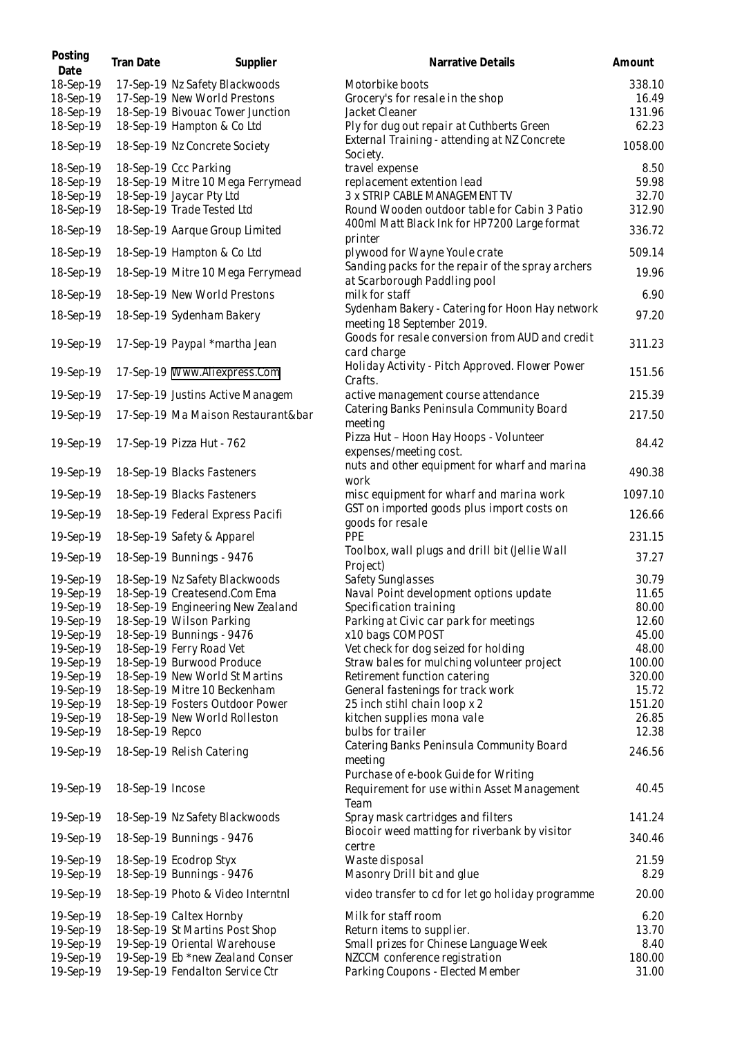| Posting Date | Tran Date | Supplier | Narrative Details | Amount |
|---|---|---|---|---|
| 18-Sep-19 | 17-Sep-19 | Nz Safety Blackwoods | Motorbike boots | 338.10 |
| 18-Sep-19 | 17-Sep-19 | New World Prestons | Grocery's for resale in the shop | 16.49 |
| 18-Sep-19 | 18-Sep-19 | Bivouac Tower Junction | Jacket Cleaner | 131.96 |
| 18-Sep-19 | 18-Sep-19 | Hampton & Co Ltd | Ply for dug out repair at Cuthberts Green | 62.23 |
| 18-Sep-19 | 18-Sep-19 | Nz Concrete Society | External Training - attending at NZ Concrete Society. | 1058.00 |
| 18-Sep-19 | 18-Sep-19 | Ccc Parking | travel expense | 8.50 |
| 18-Sep-19 | 18-Sep-19 | Mitre 10 Mega Ferrymead | replacement extention lead | 59.98 |
| 18-Sep-19 | 18-Sep-19 | Jaycar Pty Ltd | 3 x STRIP CABLE MANAGEMENT TV | 32.70 |
| 18-Sep-19 | 18-Sep-19 | Trade Tested Ltd | Round Wooden outdoor table for Cabin 3 Patio | 312.90 |
| 18-Sep-19 | 18-Sep-19 | Aarque Group Limited | 400ml Matt Black Ink for HP7200 Large format printer | 336.72 |
| 18-Sep-19 | 18-Sep-19 | Hampton & Co Ltd | plywood for Wayne Youle crate | 509.14 |
| 18-Sep-19 | 18-Sep-19 | Mitre 10 Mega Ferrymead | Sanding packs for the repair of the spray archers at Scarborough Paddling pool | 19.96 |
| 18-Sep-19 | 18-Sep-19 | New World Prestons | milk for staff | 6.90 |
| 18-Sep-19 | 18-Sep-19 | Sydenham Bakery | Sydenham Bakery - Catering for Hoon Hay network meeting 18 September 2019. | 97.20 |
| 19-Sep-19 | 17-Sep-19 | Paypal *martha Jean | Goods for resale conversion from AUD and credit card charge | 311.23 |
| 19-Sep-19 | 17-Sep-19 | Www.Aliexpress.Com | Holiday Activity - Pitch Approved. Flower Power Crafts. | 151.56 |
| 19-Sep-19 | 17-Sep-19 | Justins Active Managem | active management course attendance | 215.39 |
| 19-Sep-19 | 17-Sep-19 | Ma Maison Restaurant&bar | Catering Banks Peninsula Community Board meeting | 217.50 |
| 19-Sep-19 | 17-Sep-19 | Pizza Hut - 762 | Pizza Hut – Hoon Hay Hoops - Volunteer expenses/meeting cost. | 84.42 |
| 19-Sep-19 | 18-Sep-19 | Blacks Fasteners | nuts and other equipment for wharf and marina work | 490.38 |
| 19-Sep-19 | 18-Sep-19 | Blacks Fasteners | misc equipment for wharf and marina work | 1097.10 |
| 19-Sep-19 | 18-Sep-19 | Federal Express Pacifi | GST on imported goods plus import costs on goods for resale | 126.66 |
| 19-Sep-19 | 18-Sep-19 | Safety & Apparel | PPE | 231.15 |
| 19-Sep-19 | 18-Sep-19 | Bunnings - 9476 | Toolbox, wall plugs and drill bit (Jellie Wall Project) | 37.27 |
| 19-Sep-19 | 18-Sep-19 | Nz Safety Blackwoods | Safety Sunglasses | 30.79 |
| 19-Sep-19 | 18-Sep-19 | Createsend.Com Ema | Naval Point development options update | 11.65 |
| 19-Sep-19 | 18-Sep-19 | Engineering New Zealand | Specification training | 80.00 |
| 19-Sep-19 | 18-Sep-19 | Wilson Parking | Parking at Civic car park for meetings | 12.60 |
| 19-Sep-19 | 18-Sep-19 | Bunnings - 9476 | x10 bags COMPOST | 45.00 |
| 19-Sep-19 | 18-Sep-19 | Ferry Road Vet | Vet check for dog seized for holding | 48.00 |
| 19-Sep-19 | 18-Sep-19 | Burwood Produce | Straw bales for mulching volunteer project | 100.00 |
| 19-Sep-19 | 18-Sep-19 | New World St Martins | Retirement function catering | 320.00 |
| 19-Sep-19 | 18-Sep-19 | Mitre 10 Beckenham | General fastenings for track work | 15.72 |
| 19-Sep-19 | 18-Sep-19 | Fosters Outdoor Power | 25 inch stihl chain loop x 2 | 151.20 |
| 19-Sep-19 | 18-Sep-19 | New World Rolleston | kitchen supplies mona vale | 26.85 |
| 19-Sep-19 | 18-Sep-19 | Repco | bulbs for trailer | 12.38 |
| 19-Sep-19 | 18-Sep-19 | Relish Catering | Catering Banks Peninsula Community Board meeting | 246.56 |
| 19-Sep-19 | 18-Sep-19 | Incose | Purchase of e-book Guide for Writing Requirement for use within Asset Management Team | 40.45 |
| 19-Sep-19 | 18-Sep-19 | Nz Safety Blackwoods | Spray mask cartridges and filters | 141.24 |
| 19-Sep-19 | 18-Sep-19 | Bunnings - 9476 | Biocoir weed matting for riverbank by visitor certre | 340.46 |
| 19-Sep-19 | 18-Sep-19 | Ecodrop Styx | Waste disposal | 21.59 |
| 19-Sep-19 | 18-Sep-19 | Bunnings - 9476 | Masonry Drill bit and glue | 8.29 |
| 19-Sep-19 | 18-Sep-19 | Photo & Video Interntnl | video transfer to cd for let go holiday programme | 20.00 |
| 19-Sep-19 | 18-Sep-19 | Caltex Hornby | Milk for staff room | 6.20 |
| 19-Sep-19 | 18-Sep-19 | St Martins Post Shop | Return items to supplier. | 13.70 |
| 19-Sep-19 | 19-Sep-19 | Oriental Warehouse | Small prizes for Chinese Language Week | 8.40 |
| 19-Sep-19 | 19-Sep-19 | Eb *new Zealand Conser | NZCCM conference registration | 180.00 |
| 19-Sep-19 | 19-Sep-19 | Fendalton Service Ctr | Parking Coupons - Elected Member | 31.00 |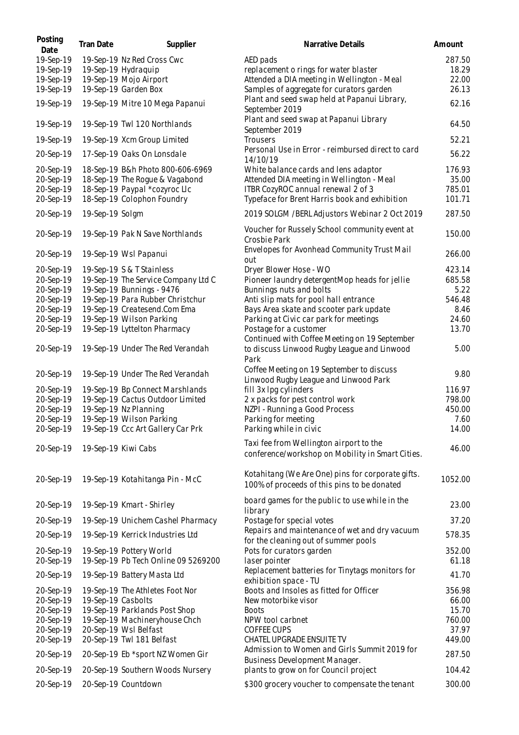| Posting Date | Tran Date | Supplier | Narrative Details | Amount |
|---|---|---|---|---|
| 19-Sep-19 | 19-Sep-19 | Nz Red Cross Cwc | AED pads | 287.50 |
| 19-Sep-19 | 19-Sep-19 | Hydraquip | replacement o rings for water blaster | 18.29 |
| 19-Sep-19 | 19-Sep-19 | Mojo Airport | Attended a DIA meeting in Wellington - Meal | 22.00 |
| 19-Sep-19 | 19-Sep-19 | Garden Box | Samples of aggregate for curators garden | 26.13 |
| 19-Sep-19 | 19-Sep-19 | Mitre 10 Mega Papanui | Plant and seed swap held at Papanui Library, September 2019 | 62.16 |
| 19-Sep-19 | 19-Sep-19 | Twl 120 Northlands | Plant and seed swap at Papanui Library September 2019 | 64.50 |
| 19-Sep-19 | 19-Sep-19 | Xcm Group Limited | Trousers | 52.21 |
| 20-Sep-19 | 17-Sep-19 | Oaks On Lonsdale | Personal Use in Error - reimbursed direct to card 14/10/19 | 56.22 |
| 20-Sep-19 | 18-Sep-19 | B&h Photo 800-606-6969 | White balance cards and lens adaptor | 176.93 |
| 20-Sep-19 | 18-Sep-19 | The Rogue & Vagabond | Attended DIA meeting in Wellington - Meal | 35.00 |
| 20-Sep-19 | 18-Sep-19 | Paypal *cozyroc Llc | ITBR CozyROC annual renewal 2 of 3 | 785.01 |
| 20-Sep-19 | 18-Sep-19 | Colophon Foundry | Typeface for Brent Harris book and exhibition | 101.71 |
| 20-Sep-19 | 19-Sep-19 | Solgm | 2019 SOLGM /BERL Adjustors Webinar 2 Oct 2019 | 287.50 |
| 20-Sep-19 | 19-Sep-19 | Pak N Save Northlands | Voucher for Russely School community event at Crosbie Park | 150.00 |
| 20-Sep-19 | 19-Sep-19 | Wsl Papanui | Envelopes for Avonhead Community Trust Mail out | 266.00 |
| 20-Sep-19 | 19-Sep-19 | S & T Stainless | Dryer Blower Hose - WO | 423.14 |
| 20-Sep-19 | 19-Sep-19 | The Service Company Ltd C | Pioneer laundry detergentMop heads for jellie | 685.58 |
| 20-Sep-19 | 19-Sep-19 | Bunnings - 9476 | Bunnings nuts and bolts | 5.22 |
| 20-Sep-19 | 19-Sep-19 | Para Rubber Christchur | Anti slip mats for pool hall entrance | 546.48 |
| 20-Sep-19 | 19-Sep-19 | Createsend.Com Ema | Bays Area skate and scooter park update | 8.46 |
| 20-Sep-19 | 19-Sep-19 | Wilson Parking | Parking at Civic car park for meetings | 24.60 |
| 20-Sep-19 | 19-Sep-19 | Lyttelton Pharmacy | Postage for a customer | 13.70 |
| 20-Sep-19 | 19-Sep-19 | Under The Red Verandah | Continued with Coffee Meeting on 19 September to discuss Linwood Rugby League and Linwood Park | 5.00 |
| 20-Sep-19 | 19-Sep-19 | Under The Red Verandah | Coffee Meeting on 19 September to discuss Linwood Rugby League and Linwood Park | 9.80 |
| 20-Sep-19 | 19-Sep-19 | Bp Connect Marshlands | fill 3x lpg cylinders | 116.97 |
| 20-Sep-19 | 19-Sep-19 | Cactus Outdoor Limited | 2 x packs for pest control work | 798.00 |
| 20-Sep-19 | 19-Sep-19 | Nz Planning | NZPI - Running a Good Process | 450.00 |
| 20-Sep-19 | 19-Sep-19 | Wilson Parking | Parking for meeting | 7.60 |
| 20-Sep-19 | 19-Sep-19 | Ccc Art Gallery Car Prk | Parking while in civic | 14.00 |
| 20-Sep-19 | 19-Sep-19 | Kiwi Cabs | Taxi fee from Wellington airport to the conference/workshop on Mobility in Smart Cities. | 46.00 |
| 20-Sep-19 | 19-Sep-19 | Kotahitanga Pin - McC | Kotahitang (We Are One) pins for corporate gifts. 100% of proceeds of this pins to be donated | 1052.00 |
| 20-Sep-19 | 19-Sep-19 | Kmart - Shirley | board games for the public to use while in the library | 23.00 |
| 20-Sep-19 | 19-Sep-19 | Unichem Cashel Pharmacy | Postage for special votes | 37.20 |
| 20-Sep-19 | 19-Sep-19 | Kerrick Industries Ltd | Repairs and maintenance of wet and dry vacuum for the cleaning out of summer pools | 578.35 |
| 20-Sep-19 | 19-Sep-19 | Pottery World | Pots for curators garden | 352.00 |
| 20-Sep-19 | 19-Sep-19 | Pb Tech Online 09 5269200 | laser pointer | 61.18 |
| 20-Sep-19 | 19-Sep-19 | Battery Masta Ltd | Replacement batteries for Tinytags monitors for exhibition space - TU | 41.70 |
| 20-Sep-19 | 19-Sep-19 | The Athletes Foot Nor | Boots and Insoles as fitted for Officer | 356.98 |
| 20-Sep-19 | 19-Sep-19 | Casbolts | New motorbike visor | 66.00 |
| 20-Sep-19 | 19-Sep-19 | Parklands Post Shop | Boots | 15.70 |
| 20-Sep-19 | 19-Sep-19 | Machineryhouse Chch | NPW tool carbnet | 760.00 |
| 20-Sep-19 | 20-Sep-19 | Wsl Belfast | COFFEE CUPS | 37.97 |
| 20-Sep-19 | 20-Sep-19 | Twl 181 Belfast | CHATEL UPGRADE ENSUITE TV | 449.00 |
| 20-Sep-19 | 20-Sep-19 | Eb *sport NZ Women Gir | Admission to Women and Girls Summit 2019 for Business Development Manager. | 287.50 |
| 20-Sep-19 | 20-Sep-19 | Southern Woods Nursery | plants to grow on for Council project | 104.42 |
| 20-Sep-19 | 20-Sep-19 | Countdown | $300 grocery voucher to compensate the tenant | 300.00 |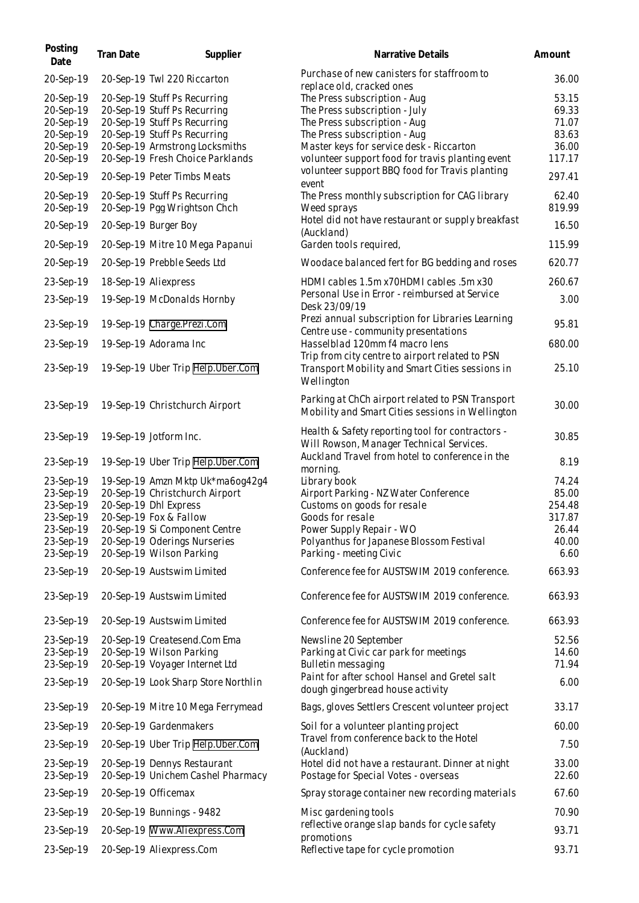| Posting Date | Tran Date | Supplier | Narrative Details | Amount |
|---|---|---|---|---|
| 20-Sep-19 | 20-Sep-19 | Twl 220 Riccarton | Purchase of new canisters for staffroom to replace old, cracked ones | 36.00 |
| 20-Sep-19 | 20-Sep-19 | Stuff Ps Recurring | The Press subscription - Aug | 53.15 |
| 20-Sep-19 | 20-Sep-19 | Stuff Ps Recurring | The Press subscription - July | 69.33 |
| 20-Sep-19 | 20-Sep-19 | Stuff Ps Recurring | The Press subscription - Aug | 71.07 |
| 20-Sep-19 | 20-Sep-19 | Stuff Ps Recurring | The Press subscription - Aug | 83.63 |
| 20-Sep-19 | 20-Sep-19 | Armstrong Locksmiths | Master keys for service desk - Riccarton | 36.00 |
| 20-Sep-19 | 20-Sep-19 | Fresh Choice Parklands | volunteer support food for travis planting event | 117.17 |
| 20-Sep-19 | 20-Sep-19 | Peter Timbs Meats | volunteer support BBQ food for Travis planting event | 297.41 |
| 20-Sep-19 | 20-Sep-19 | Stuff Ps Recurring | The Press monthly subscription for CAG library | 62.40 |
| 20-Sep-19 | 20-Sep-19 | Pgg Wrightson Chch | Weed sprays | 819.99 |
| 20-Sep-19 | 20-Sep-19 | Burger Boy | Hotel did not have restaurant or supply breakfast (Auckland) | 16.50 |
| 20-Sep-19 | 20-Sep-19 | Mitre 10 Mega Papanui | Garden tools required, | 115.99 |
| 20-Sep-19 | 20-Sep-19 | Prebble Seeds Ltd | Woodace balanced fert for BG bedding and roses | 620.77 |
| 23-Sep-19 | 18-Sep-19 | Aliexpress | HDMI cables 1.5m x70HDMI cables .5m x30 | 260.67 |
| 23-Sep-19 | 19-Sep-19 | McDonalds Hornby | Personal Use in Error - reimbursed at Service Desk 23/09/19 | 3.00 |
| 23-Sep-19 | 19-Sep-19 | Charge.Prezi.Com | Prezi annual subscription for Libraries Learning Centre use - community presentations | 95.81 |
| 23-Sep-19 | 19-Sep-19 | Adorama Inc | Hasselblad 120mm f4 macro lens | 680.00 |
| 23-Sep-19 | 19-Sep-19 | Uber Trip Help.Uber.Com | Trip from city centre to airport related to PSN Transport Mobility and Smart Cities sessions in Wellington | 25.10 |
| 23-Sep-19 | 19-Sep-19 | Christchurch Airport | Parking at ChCh airport related to PSN Transport Mobility and Smart Cities sessions in Wellington | 30.00 |
| 23-Sep-19 | 19-Sep-19 | Jotform Inc. | Health & Safety reporting tool for contractors - Will Rowson, Manager Technical Services. | 30.85 |
| 23-Sep-19 | 19-Sep-19 | Uber Trip Help.Uber.Com | Auckland Travel from hotel to conference in the morning. | 8.19 |
| 23-Sep-19 | 19-Sep-19 | Amzn Mktp Uk*ma6og42g4 | Library book | 74.24 |
| 23-Sep-19 | 20-Sep-19 | Christchurch Airport | Airport Parking - NZ Water Conference | 85.00 |
| 23-Sep-19 | 20-Sep-19 | Dhl Express | Customs on goods for resale | 254.48 |
| 23-Sep-19 | 20-Sep-19 | Fox & Fallow | Goods for resale | 317.87 |
| 23-Sep-19 | 20-Sep-19 | Si Component Centre | Power Supply Repair - WO | 26.44 |
| 23-Sep-19 | 20-Sep-19 | Oderings Nurseries | Polyanthus for Japanese Blossom Festival | 40.00 |
| 23-Sep-19 | 20-Sep-19 | Wilson Parking | Parking - meeting Civic | 6.60 |
| 23-Sep-19 | 20-Sep-19 | Austswim Limited | Conference fee for AUSTSWIM 2019 conference. | 663.93 |
| 23-Sep-19 | 20-Sep-19 | Austswim Limited | Conference fee for AUSTSWIM 2019 conference. | 663.93 |
| 23-Sep-19 | 20-Sep-19 | Austswim Limited | Conference fee for AUSTSWIM 2019 conference. | 663.93 |
| 23-Sep-19 | 20-Sep-19 | Createsend.Com Ema | Newsline 20 September | 52.56 |
| 23-Sep-19 | 20-Sep-19 | Wilson Parking | Parking at Civic car park for meetings | 14.60 |
| 23-Sep-19 | 20-Sep-19 | Voyager Internet Ltd | Bulletin messaging | 71.94 |
| 23-Sep-19 | 20-Sep-19 | Look Sharp Store Northlin | Paint for after school Hansel and Gretel salt dough gingerbread house activity | 6.00 |
| 23-Sep-19 | 20-Sep-19 | Mitre 10 Mega Ferrymead | Bags, gloves Settlers Crescent volunteer project | 33.17 |
| 23-Sep-19 | 20-Sep-19 | Gardenmakers | Soil for a volunteer planting project | 60.00 |
| 23-Sep-19 | 20-Sep-19 | Uber Trip Help.Uber.Com | Travel from conference back to the Hotel (Auckland) | 7.50 |
| 23-Sep-19 | 20-Sep-19 | Dennys Restaurant | Hotel did not have a restaurant. Dinner at night | 33.00 |
| 23-Sep-19 | 20-Sep-19 | Unichem Cashel Pharmacy | Postage for Special Votes - overseas | 22.60 |
| 23-Sep-19 | 20-Sep-19 | Officemax | Spray storage container new recording materials | 67.60 |
| 23-Sep-19 | 20-Sep-19 | Bunnings - 9482 | Misc gardening tools | 70.90 |
| 23-Sep-19 | 20-Sep-19 | Www.Aliexpress.Com | reflective orange slap bands for cycle safety promotions | 93.71 |
| 23-Sep-19 | 20-Sep-19 | Aliexpress.Com | Reflective tape for cycle promotion | 93.71 |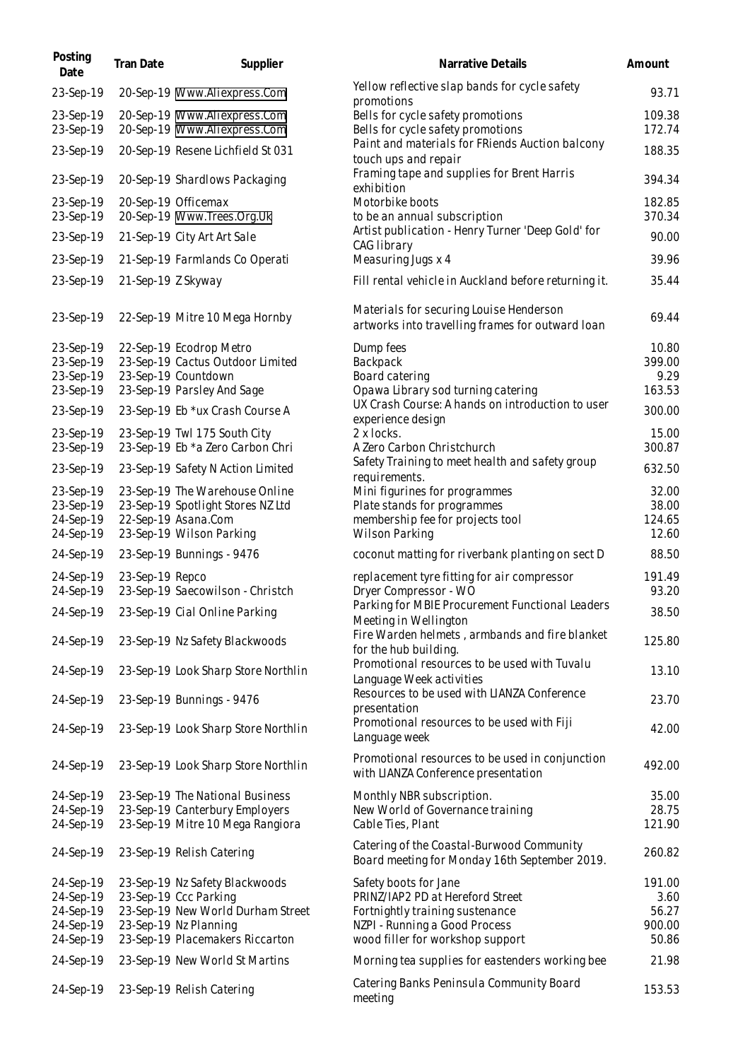| Posting Date | Tran Date | Supplier | Narrative Details | Amount |
|---|---|---|---|---|
| 23-Sep-19 | 20-Sep-19 | Www.Aliexpress.Com | Yellow reflective slap bands for cycle safety promotions | 93.71 |
| 23-Sep-19 | 20-Sep-19 | Www.Aliexpress.Com | Bells for cycle safety promotions | 109.38 |
| 23-Sep-19 | 20-Sep-19 | Www.Aliexpress.Com | Bells for cycle safety promotions | 172.74 |
| 23-Sep-19 | 20-Sep-19 | Resene Lichfield St 031 | Paint and materials for FRiends Auction balcony touch ups and repair | 188.35 |
| 23-Sep-19 | 20-Sep-19 | Shardlows Packaging | Framing tape and supplies for Brent Harris exhibition | 394.34 |
| 23-Sep-19 | 20-Sep-19 | Officemax | Motorbike boots | 182.85 |
| 23-Sep-19 | 20-Sep-19 | Www.Trees.Org.Uk | to be an annual subscription | 370.34 |
| 23-Sep-19 | 21-Sep-19 | City Art Art Sale | Artist publication - Henry Turner 'Deep Gold' for CAG library | 90.00 |
| 23-Sep-19 | 21-Sep-19 | Farmlands Co Operati | Measuring Jugs x 4 | 39.96 |
| 23-Sep-19 | 21-Sep-19 | Z Skyway | Fill rental vehicle in Auckland before returning it. | 35.44 |
| 23-Sep-19 | 22-Sep-19 | Mitre 10 Mega Hornby | Materials for securing Louise Henderson artworks into travelling frames for outward loan | 69.44 |
| 23-Sep-19 | 22-Sep-19 | Ecodrop Metro | Dump fees | 10.80 |
| 23-Sep-19 | 23-Sep-19 | Cactus Outdoor Limited | Backpack | 399.00 |
| 23-Sep-19 | 23-Sep-19 | Countdown | Board catering | 9.29 |
| 23-Sep-19 | 23-Sep-19 | Parsley And Sage | Opawa Library sod turning catering | 163.53 |
| 23-Sep-19 | 23-Sep-19 | Eb *ux Crash Course A | UX Crash Course: A hands on introduction to user experience design | 300.00 |
| 23-Sep-19 | 23-Sep-19 | Twl 175 South City | 2 x locks. | 15.00 |
| 23-Sep-19 | 23-Sep-19 | Eb *a Zero Carbon Chri | A Zero Carbon Christchurch | 300.87 |
| 23-Sep-19 | 23-Sep-19 | Safety N Action Limited | Safety Training to meet health and safety group requirements. | 632.50 |
| 23-Sep-19 | 23-Sep-19 | The Warehouse Online | Mini figurines for programmes | 32.00 |
| 23-Sep-19 | 23-Sep-19 | Spotlight Stores NZ Ltd | Plate stands for programmes | 38.00 |
| 24-Sep-19 | 22-Sep-19 | Asana.Com | membership fee for projects tool | 124.65 |
| 24-Sep-19 | 23-Sep-19 | Wilson Parking | Wilson Parking | 12.60 |
| 24-Sep-19 | 23-Sep-19 | Bunnings - 9476 | coconut matting for riverbank planting on sect D | 88.50 |
| 24-Sep-19 | 23-Sep-19 | Repco | replacement tyre fitting for air compressor | 191.49 |
| 24-Sep-19 | 23-Sep-19 | Saecowilson - Christch | Dryer Compressor - WO | 93.20 |
| 24-Sep-19 | 23-Sep-19 | Cial Online Parking | Parking for MBIE Procurement Functional Leaders Meeting in Wellington | 38.50 |
| 24-Sep-19 | 23-Sep-19 | Nz Safety Blackwoods | Fire Warden helmets , armbands and fire blanket for the hub building. | 125.80 |
| 24-Sep-19 | 23-Sep-19 | Look Sharp Store Northlin | Promotional resources to be used with Tuvalu Language Week activities | 13.10 |
| 24-Sep-19 | 23-Sep-19 | Bunnings - 9476 | Resources to be used with LIANZA Conference presentation | 23.70 |
| 24-Sep-19 | 23-Sep-19 | Look Sharp Store Northlin | Promotional resources to be used with Fiji Language week | 42.00 |
| 24-Sep-19 | 23-Sep-19 | Look Sharp Store Northlin | Promotional resources to be used in conjunction with LIANZA Conference presentation | 492.00 |
| 24-Sep-19 | 23-Sep-19 | The National Business | Monthly NBR subscription. | 35.00 |
| 24-Sep-19 | 23-Sep-19 | Canterbury Employers | New World of Governance training | 28.75 |
| 24-Sep-19 | 23-Sep-19 | Mitre 10 Mega Rangiora | Cable Ties, Plant | 121.90 |
| 24-Sep-19 | 23-Sep-19 | Relish Catering | Catering of the Coastal-Burwood Community Board meeting for Monday 16th September 2019. | 260.82 |
| 24-Sep-19 | 23-Sep-19 | Nz Safety Blackwoods | Safety boots for Jane | 191.00 |
| 24-Sep-19 | 23-Sep-19 | Ccc Parking | PRINZ/IAP2 PD at Hereford Street | 3.60 |
| 24-Sep-19 | 23-Sep-19 | New World Durham Street | Fortnightly training sustenance | 56.27 |
| 24-Sep-19 | 23-Sep-19 | Nz Planning | NZPI - Running a Good Process | 900.00 |
| 24-Sep-19 | 23-Sep-19 | Placemakers Riccarton | wood filler for workshop support | 50.86 |
| 24-Sep-19 | 23-Sep-19 | New World St Martins | Morning tea supplies for eastenders working bee | 21.98 |
| 24-Sep-19 | 23-Sep-19 | Relish Catering | Catering Banks Peninsula Community Board meeting | 153.53 |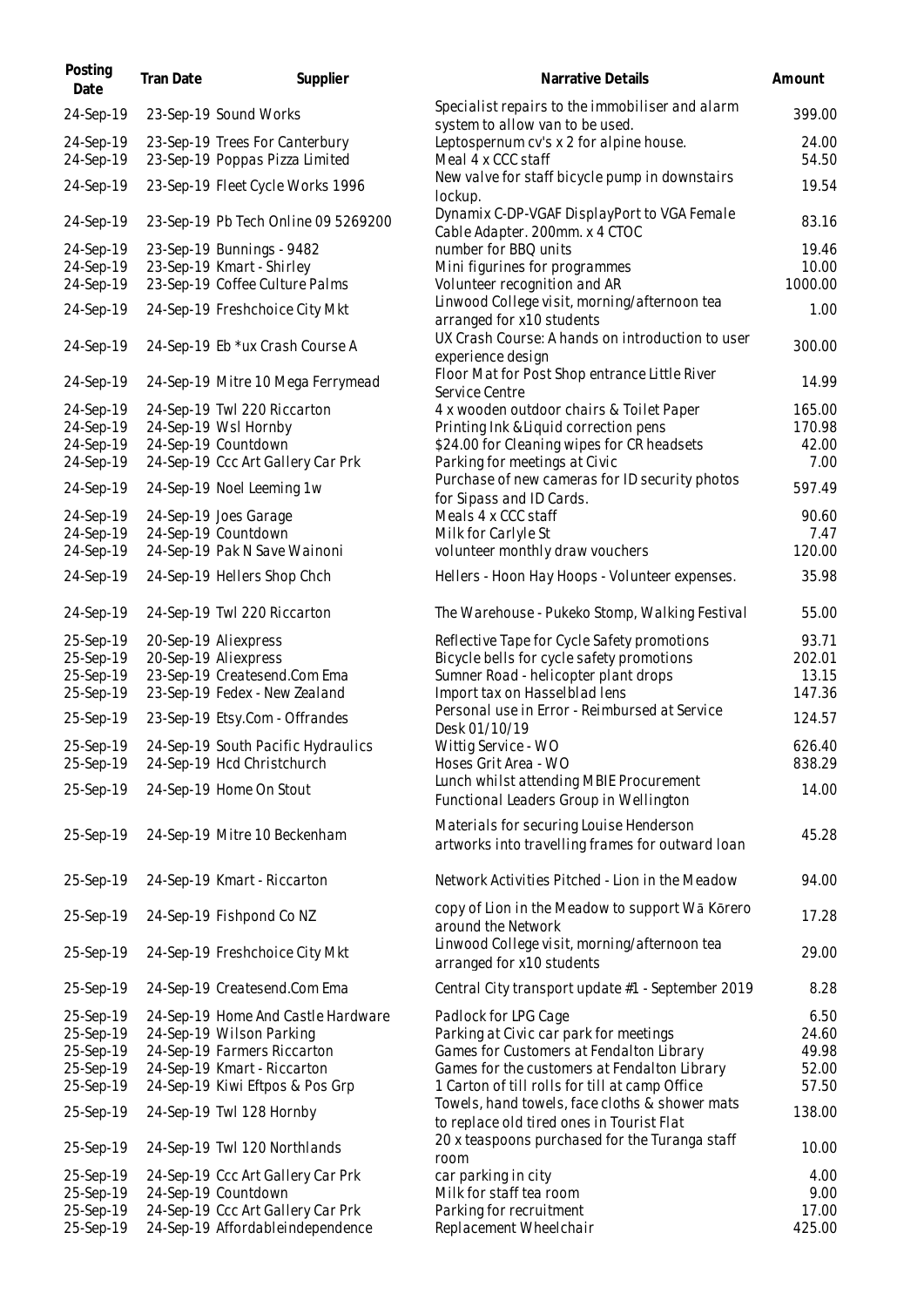| Posting Date | Tran Date | Supplier | Narrative Details | Amount |
|---|---|---|---|---|
| 24-Sep-19 | 23-Sep-19 | Sound Works | Specialist repairs to the immobiliser and alarm system to allow van to be used. | 399.00 |
| 24-Sep-19 | 23-Sep-19 | Trees For Canterbury | Leptospernum cv's x 2 for alpine house. | 24.00 |
| 24-Sep-19 | 23-Sep-19 | Poppas Pizza Limited | Meal 4 x CCC staff | 54.50 |
| 24-Sep-19 | 23-Sep-19 | Fleet Cycle Works 1996 | New valve for staff bicycle pump in downstairs lockup. | 19.54 |
| 24-Sep-19 | 23-Sep-19 | Pb Tech Online 09 5269200 | Dynamix C-DP-VGAF DisplayPort to VGA Female Cable Adapter. 200mm. x 4 CTOC | 83.16 |
| 24-Sep-19 | 23-Sep-19 | Bunnings - 9482 | number for BBQ units | 19.46 |
| 24-Sep-19 | 23-Sep-19 | Kmart - Shirley | Mini figurines for programmes | 10.00 |
| 24-Sep-19 | 23-Sep-19 | Coffee Culture Palms | Volunteer recognition and AR | 1000.00 |
| 24-Sep-19 | 24-Sep-19 | Freshchoice City Mkt | Linwood College visit, morning/afternoon tea arranged for x10 students | 1.00 |
| 24-Sep-19 | 24-Sep-19 | Eb *ux Crash Course A | UX Crash Course: A hands on introduction to user experience design | 300.00 |
| 24-Sep-19 | 24-Sep-19 | Mitre 10 Mega Ferrymead | Floor Mat for Post Shop entrance Little River Service Centre | 14.99 |
| 24-Sep-19 | 24-Sep-19 | Twl 220 Riccarton | 4 x wooden outdoor chairs & Toilet Paper | 165.00 |
| 24-Sep-19 | 24-Sep-19 | Wsl Hornby | Printing Ink &Liquid correction pens | 170.98 |
| 24-Sep-19 | 24-Sep-19 | Countdown | $24.00 for Cleaning wipes for CR headsets | 42.00 |
| 24-Sep-19 | 24-Sep-19 | Ccc Art Gallery Car Prk | Parking for meetings at Civic | 7.00 |
| 24-Sep-19 | 24-Sep-19 | Noel Leeming 1w | Purchase of new cameras for ID security photos for Sipass and ID Cards. | 597.49 |
| 24-Sep-19 | 24-Sep-19 | Joes Garage | Meals 4 x CCC staff | 90.60 |
| 24-Sep-19 | 24-Sep-19 | Countdown | Milk for Carlyle St | 7.47 |
| 24-Sep-19 | 24-Sep-19 | Pak N Save Wainoni | volunteer monthly draw vouchers | 120.00 |
| 24-Sep-19 | 24-Sep-19 | Hellers Shop Chch | Hellers - Hoon Hay Hoops - Volunteer expenses. | 35.98 |
| 24-Sep-19 | 24-Sep-19 | Twl 220 Riccarton | The Warehouse - Pukeko Stomp, Walking Festival | 55.00 |
| 25-Sep-19 | 20-Sep-19 | Aliexpress | Reflective Tape for Cycle Safety promotions | 93.71 |
| 25-Sep-19 | 20-Sep-19 | Aliexpress | Bicycle bells for cycle safety promotions | 202.01 |
| 25-Sep-19 | 23-Sep-19 | Createsend.Com Ema | Sumner Road - helicopter plant drops | 13.15 |
| 25-Sep-19 | 23-Sep-19 | Fedex - New Zealand | Import tax on Hasselblad lens | 147.36 |
| 25-Sep-19 | 23-Sep-19 | Etsy.Com - Offrandes | Personal use in Error - Reimbursed at Service Desk 01/10/19 | 124.57 |
| 25-Sep-19 | 24-Sep-19 | South Pacific Hydraulics | Wittig Service - WO | 626.40 |
| 25-Sep-19 | 24-Sep-19 | Hcd Christchurch | Hoses Grit Area - WO | 838.29 |
| 25-Sep-19 | 24-Sep-19 | Home On Stout | Lunch whilst attending MBIE Procurement Functional Leaders Group in Wellington | 14.00 |
| 25-Sep-19 | 24-Sep-19 | Mitre 10 Beckenham | Materials for securing Louise Henderson artworks into travelling frames for outward loan | 45.28 |
| 25-Sep-19 | 24-Sep-19 | Kmart - Riccarton | Network Activities Pitched - Lion in the Meadow | 94.00 |
| 25-Sep-19 | 24-Sep-19 | Fishpond Co NZ | copy of Lion in the Meadow to support Wā Kōrero around the Network | 17.28 |
| 25-Sep-19 | 24-Sep-19 | Freshchoice City Mkt | Linwood College visit, morning/afternoon tea arranged for x10 students | 29.00 |
| 25-Sep-19 | 24-Sep-19 | Createsend.Com Ema | Central City transport update #1 - September 2019 | 8.28 |
| 25-Sep-19 | 24-Sep-19 | Home And Castle Hardware | Padlock for LPG Cage | 6.50 |
| 25-Sep-19 | 24-Sep-19 | Wilson Parking | Parking at Civic car park for meetings | 24.60 |
| 25-Sep-19 | 24-Sep-19 | Farmers Riccarton | Games for Customers at Fendalton Library | 49.98 |
| 25-Sep-19 | 24-Sep-19 | Kmart - Riccarton | Games for the customers at Fendalton Library | 52.00 |
| 25-Sep-19 | 24-Sep-19 | Kiwi Eftpos & Pos Grp | 1 Carton of till rolls for till at camp Office | 57.50 |
| 25-Sep-19 | 24-Sep-19 | Twl 128 Hornby | Towels, hand towels, face cloths & shower mats to replace old tired ones in Tourist Flat | 138.00 |
| 25-Sep-19 | 24-Sep-19 | Twl 120 Northlands | 20 x teaspoons purchased for the Turanga staff room | 10.00 |
| 25-Sep-19 | 24-Sep-19 | Ccc Art Gallery Car Prk | car parking in city | 4.00 |
| 25-Sep-19 | 24-Sep-19 | Countdown | Milk for staff tea room | 9.00 |
| 25-Sep-19 | 24-Sep-19 | Ccc Art Gallery Car Prk | Parking for recruitment | 17.00 |
| 25-Sep-19 | 24-Sep-19 | Affordableindependence | Replacement Wheelchair | 425.00 |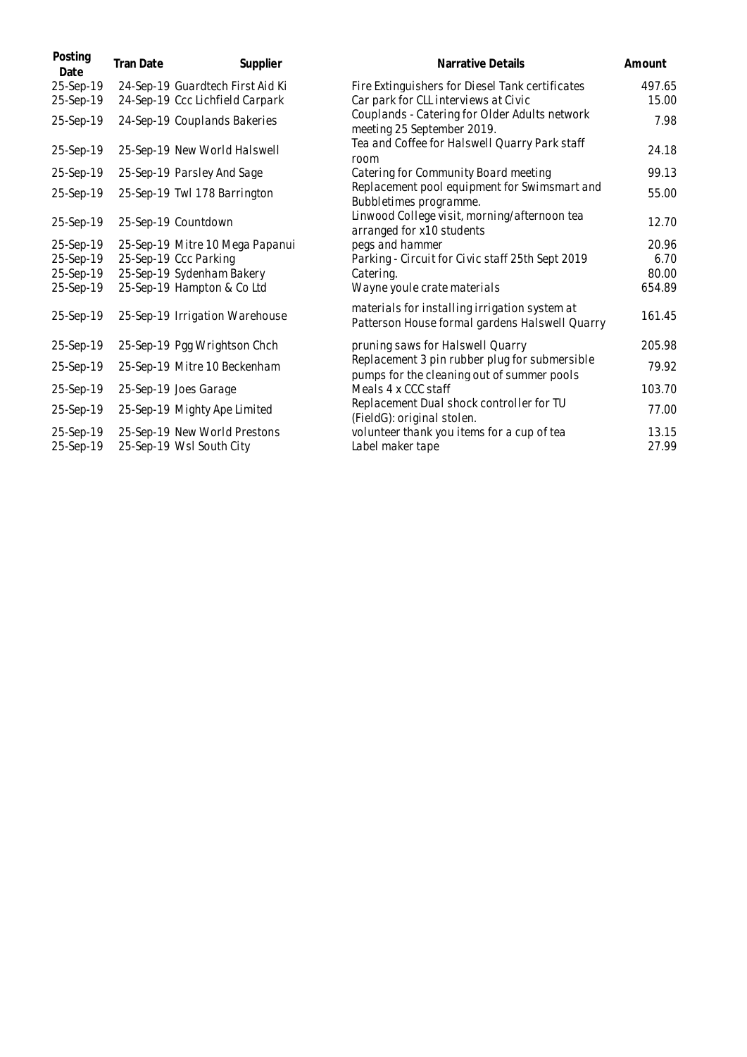| Posting Date | Tran Date | Supplier | Narrative Details | Amount |
|---|---|---|---|---|
| 25-Sep-19 | 24-Sep-19 | Guardtech First Aid Ki | Fire Extinguishers for Diesel Tank certificates | 497.65 |
| 25-Sep-19 | 24-Sep-19 | Ccc Lichfield Carpark | Car park for CLL interviews at Civic | 15.00 |
| 25-Sep-19 | 24-Sep-19 | Couplands Bakeries | Couplands - Catering for Older Adults network meeting 25 September 2019. | 7.98 |
| 25-Sep-19 | 25-Sep-19 | New World Halswell | Tea and Coffee for Halswell Quarry Park staff room | 24.18 |
| 25-Sep-19 | 25-Sep-19 | Parsley And Sage | Catering for Community Board meeting | 99.13 |
| 25-Sep-19 | 25-Sep-19 | Twl 178 Barrington | Replacement pool equipment for Swimsmart and Bubbletimes programme. | 55.00 |
| 25-Sep-19 | 25-Sep-19 | Countdown | Linwood College visit, morning/afternoon tea arranged for x10 students | 12.70 |
| 25-Sep-19 | 25-Sep-19 | Mitre 10 Mega Papanui | pegs and hammer | 20.96 |
| 25-Sep-19 | 25-Sep-19 | Ccc Parking | Parking - Circuit for Civic staff 25th Sept 2019 | 6.70 |
| 25-Sep-19 | 25-Sep-19 | Sydenham Bakery | Catering. | 80.00 |
| 25-Sep-19 | 25-Sep-19 | Hampton & Co Ltd | Wayne youle crate materials | 654.89 |
| 25-Sep-19 | 25-Sep-19 | Irrigation Warehouse | materials for installing irrigation system at Patterson House formal gardens Halswell Quarry | 161.45 |
| 25-Sep-19 | 25-Sep-19 | Pgg Wrightson Chch | pruning saws for Halswell Quarry | 205.98 |
| 25-Sep-19 | 25-Sep-19 | Mitre 10 Beckenham | Replacement 3 pin rubber plug for submersible pumps for the cleaning out of summer pools | 79.92 |
| 25-Sep-19 | 25-Sep-19 | Joes Garage | Meals 4 x CCC staff | 103.70 |
| 25-Sep-19 | 25-Sep-19 | Mighty Ape Limited | Replacement Dual shock controller for TU (FieldG): original stolen. | 77.00 |
| 25-Sep-19 | 25-Sep-19 | New World Prestons | volunteer thank you items for a cup of tea | 13.15 |
| 25-Sep-19 | 25-Sep-19 | Wsl South City | Label maker tape | 27.99 |